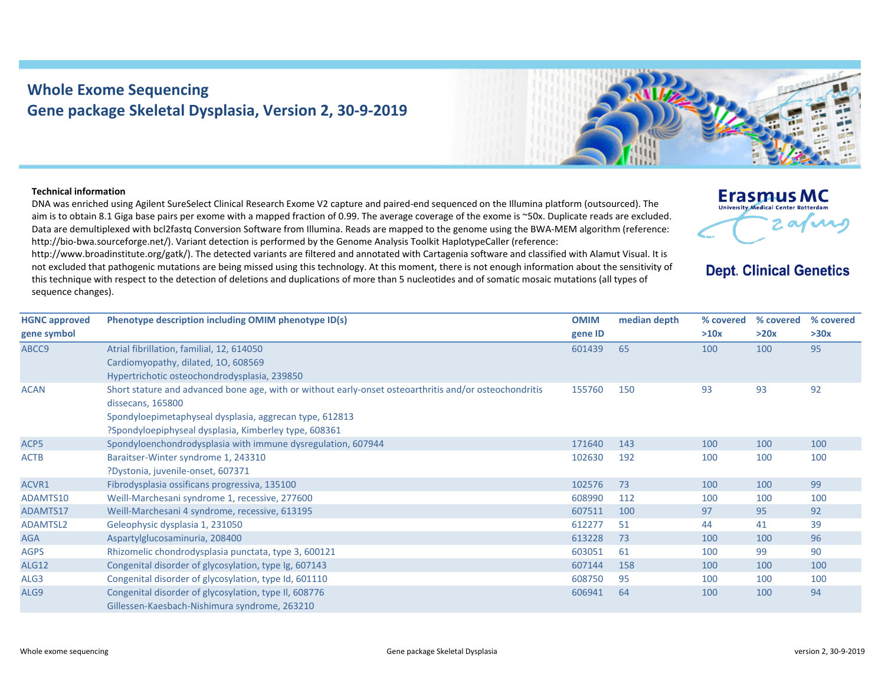# Whole Exome Sequencing
## Gene package Skeletal Dysplasia, Version 2, 30-9-2019

Erasmus MC
University Medical Center Rotterdam

**Dept. Clinical Genetics**

**Technical information**

DNA was enriched using Agilent SureSelect Clinical Research Exome V2 capture and paired-end sequenced on the Illumina platform (outsourced). The aim is to obtain 8.1 Giga base pairs per exome with a mapped fraction of 0.99. The average coverage of the exome is ~50x. Duplicate reads are excluded. Data are demultiplexed with bcl2fastq Conversion Software from Illumina. Reads are mapped to the genome using the BWA-MEM algorithm (reference: http://bio-bwa.sourceforge.net/). Variant detection is performed by the Genome Analysis Toolkit HaplotypeCaller (reference: http://www.broadinstitute.org/gatk/). The detected variants are filtered and annotated with Cartagenia software and classified with Alamut Visual. It is not excluded that pathogenic mutations are being missed using this technology. At this moment, there is not enough information about the sensitivity of this technique with respect to the detection of deletions and duplications of more than 5 nucleotides and of somatic mosaic mutations (all types of sequence changes).

| HGNC approved gene symbol | Phenotype description including OMIM phenotype ID(s) | OMIM gene ID | median depth | % covered >10x | % covered >20x | % covered >30x |
|---|---|---|---|---|---|---|
| ABCC9 | Atrial fibrillation, familial, 12, 614050<br>Cardiomyopathy, dilated, 1O, 608569<br>Hypertrichotic osteochondrodysplasia, 239850 | 601439 | 65 | 100 | 100 | 95 |
| ACAN | Short stature and advanced bone age, with or without early-onset osteoarthritis and/or osteochondritis dissecans, 165800<br>Spondyloepimetaphyseal dysplasia, aggrecan type, 612813<br>?Spondyloepiphyseal dysplasia, Kimberley type, 608361 | 155760 | 150 | 93 | 93 | 92 |
| ACP5 | Spondyloenchondrodysplasia with immune dysregulation, 607944 | 171640 | 143 | 100 | 100 | 100 |
| ACTB | Baraitser-Winter syndrome 1, 243310<br>?Dystonia, juvenile-onset, 607371 | 102630 | 192 | 100 | 100 | 100 |
| ACVR1 | Fibrodysplasia ossificans progressiva, 135100 | 102576 | 73 | 100 | 100 | 99 |
| ADAMTS10 | Weill-Marchesani syndrome 1, recessive, 277600 | 608990 | 112 | 100 | 100 | 100 |
| ADAMTS17 | Weill-Marchesani 4 syndrome, recessive, 613195 | 607511 | 100 | 97 | 95 | 92 |
| ADAMTSL2 | Geleophysic dysplasia 1, 231050 | 612277 | 51 | 44 | 41 | 39 |
| AGA | Aspartylglucosaminuria, 208400 | 613228 | 73 | 100 | 100 | 96 |
| AGPS | Rhizomelic chondrodysplasia punctata, type 3, 600121 | 603051 | 61 | 100 | 99 | 90 |
| ALG12 | Congenital disorder of glycosylation, type Ig, 607143 | 607144 | 158 | 100 | 100 | 100 |
| ALG3 | Congenital disorder of glycosylation, type Id, 601110 | 608750 | 95 | 100 | 100 | 100 |
| ALG9 | Congenital disorder of glycosylation, type Il, 608776<br>Gillessen-Kaesbach-Nishimura syndrome, 263210 | 606941 | 64 | 100 | 100 | 94 |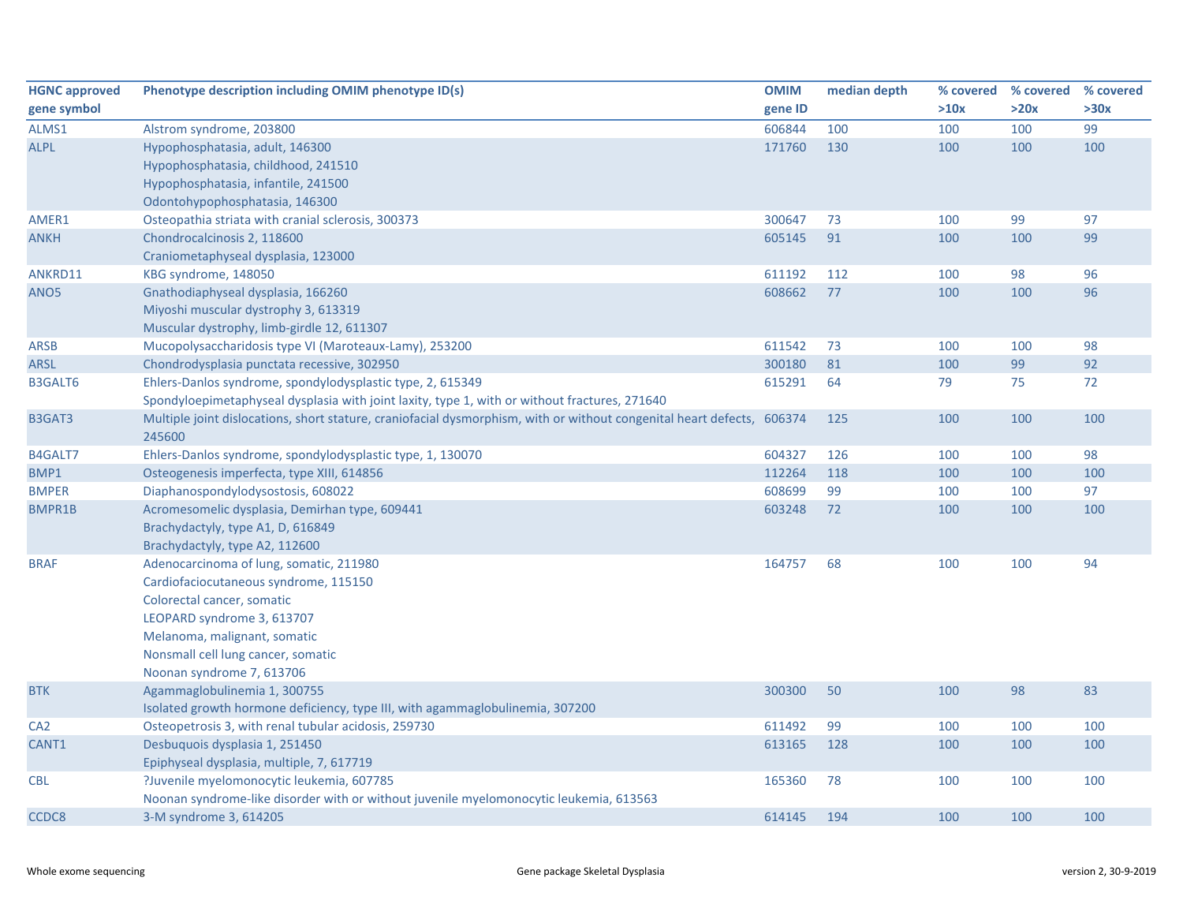| HGNC approved gene symbol | Phenotype description including OMIM phenotype ID(s) | OMIM gene ID | median depth | % covered >10x | % covered >20x | % covered >30x |
|---|---|---|---|---|---|---|
| ALMS1 | Alstrom syndrome, 203800 | 606844 | 100 | 100 | 100 | 99 |
| ALPL | Hypophosphatasia, adult, 146300<br>Hypophosphatasia, childhood, 241510<br>Hypophosphatasia, infantile, 241500<br>Odontohypophosphatasia, 146300 | 171760 | 130 | 100 | 100 | 100 |
| AMER1 | Osteopathia striata with cranial sclerosis, 300373 | 300647 | 73 | 100 | 99 | 97 |
| ANKH | Chondrocalcinosis 2, 118600<br>Craniometaphyseal dysplasia, 123000 | 605145 | 91 | 100 | 100 | 99 |
| ANKRD11 | KBG syndrome, 148050 | 611192 | 112 | 100 | 98 | 96 |
| ANO5 | Gnathodiaphyseal dysplasia, 166260<br>Miyoshi muscular dystrophy 3, 613319<br>Muscular dystrophy, limb-girdle 12, 611307 | 608662 | 77 | 100 | 100 | 96 |
| ARSB | Mucopolysaccharidosis type VI (Maroteaux-Lamy), 253200 | 611542 | 73 | 100 | 100 | 98 |
| ARSL | Chondrodysplasia punctata recessive, 302950 | 300180 | 81 | 100 | 99 | 92 |
| B3GALT6 | Ehlers-Danlos syndrome, spondylodysplastic type, 2, 615349<br>Spondyloepimetaphyseal dysplasia with joint laxity, type 1, with or without fractures, 271640 | 615291 | 64 | 79 | 75 | 72 |
| B3GAT3 | Multiple joint dislocations, short stature, craniofacial dysmorphism, with or without congenital heart defects, 245600 | 606374 | 125 | 100 | 100 | 100 |
| B4GALT7 | Ehlers-Danlos syndrome, spondylodysplastic type, 1, 130070 | 604327 | 126 | 100 | 100 | 98 |
| BMP1 | Osteogenesis imperfecta, type XIII, 614856 | 112264 | 118 | 100 | 100 | 100 |
| BMPER | Diaphanospondylodysostosis, 608022 | 608699 | 99 | 100 | 100 | 97 |
| BMPR1B | Acromesomelic dysplasia, Demirhan type, 609441<br>Brachydactyly, type A1, D, 616849<br>Brachydactyly, type A2, 112600 | 603248 | 72 | 100 | 100 | 100 |
| BRAF | Adenocarcinoma of lung, somatic, 211980<br>Cardiofaciocutaneous syndrome, 115150<br>Colorectal cancer, somatic<br>LEOPARD syndrome 3, 613707<br>Melanoma, malignant, somatic<br>Nonsmall cell lung cancer, somatic<br>Noonan syndrome 7, 613706 | 164757 | 68 | 100 | 100 | 94 |
| BTK | Agammaglobulinemia 1, 300755<br>Isolated growth hormone deficiency, type III, with agammaglobulinemia, 307200 | 300300 | 50 | 100 | 98 | 83 |
| CA2 | Osteopetrosis 3, with renal tubular acidosis, 259730 | 611492 | 99 | 100 | 100 | 100 |
| CANT1 | Desbuquois dysplasia 1, 251450<br>Epiphyseal dysplasia, multiple, 7, 617719 | 613165 | 128 | 100 | 100 | 100 |
| CBL | ?Juvenile myelomonocytic leukemia, 607785<br>Noonan syndrome-like disorder with or without juvenile myelomonocytic leukemia, 613563 | 165360 | 78 | 100 | 100 | 100 |
| CCDC8 | 3-M syndrome 3, 614205 | 614145 | 194 | 100 | 100 | 100 |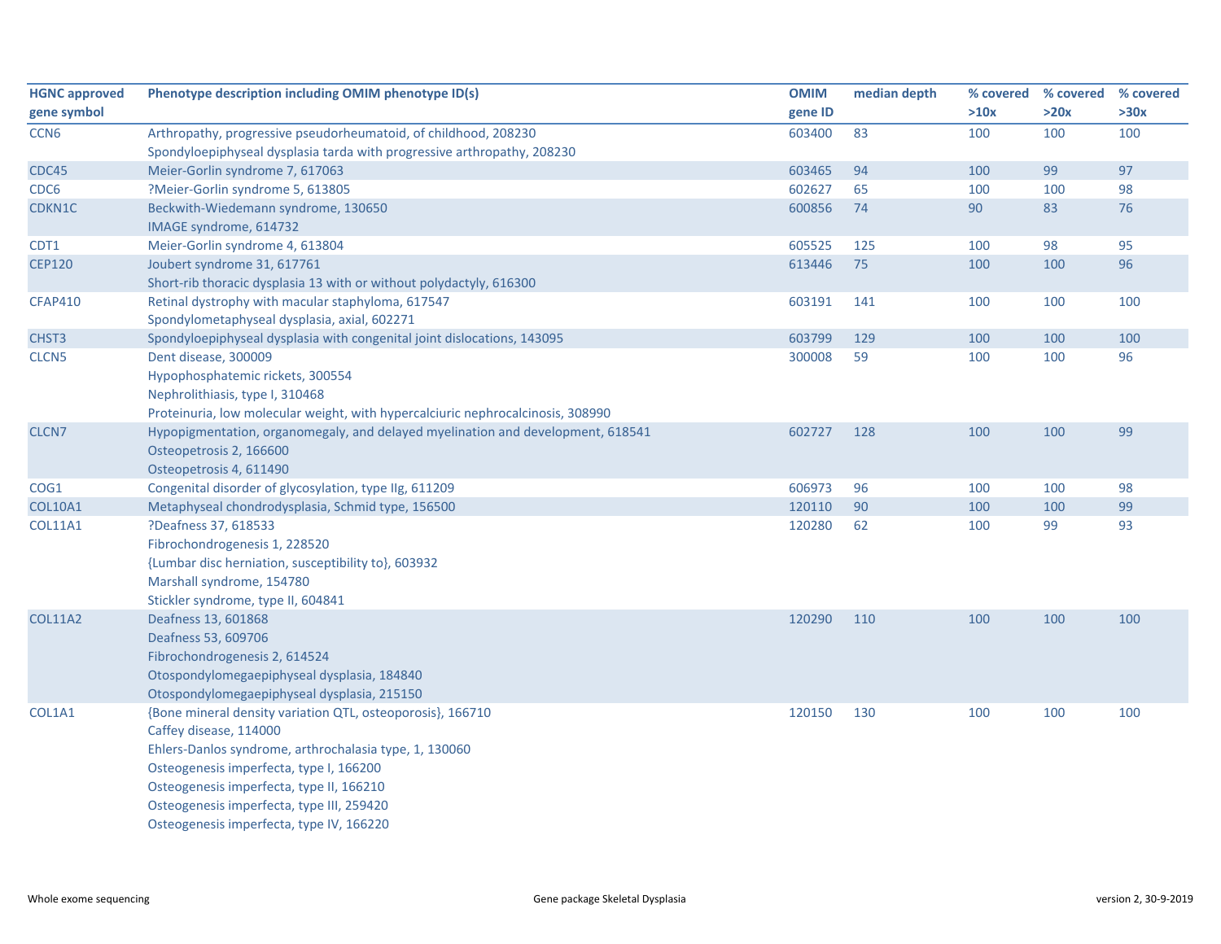| HGNC approved gene symbol | Phenotype description including OMIM phenotype ID(s) | OMIM gene ID | median depth | % covered >10x | % covered >20x | % covered >30x |
|---|---|---|---|---|---|---|
| CCN6 | Arthropathy, progressive pseudorheumatoid, of childhood, 208230<br>Spondyloepiphyseal dysplasia tarda with progressive arthropathy, 208230 | 603400 | 83 | 100 | 100 | 100 |
| CDC45 | Meier-Gorlin syndrome 7, 617063 | 603465 | 94 | 100 | 99 | 97 |
| CDC6 | ?Meier-Gorlin syndrome 5, 613805 | 602627 | 65 | 100 | 100 | 98 |
| CDKN1C | Beckwith-Wiedemann syndrome, 130650<br>IMAGE syndrome, 614732 | 600856 | 74 | 90 | 83 | 76 |
| CDT1 | Meier-Gorlin syndrome 4, 613804 | 605525 | 125 | 100 | 98 | 95 |
| CEP120 | Joubert syndrome 31, 617761<br>Short-rib thoracic dysplasia 13 with or without polydactyly, 616300 | 613446 | 75 | 100 | 100 | 96 |
| CFAP410 | Retinal dystrophy with macular staphyloma, 617547<br>Spondylometaphyseal dysplasia, axial, 602271 | 603191 | 141 | 100 | 100 | 100 |
| CHST3 | Spondyloepiphyseal dysplasia with congenital joint dislocations, 143095 | 603799 | 129 | 100 | 100 | 100 |
| CLCN5 | Dent disease, 300009<br>Hypophosphatemic rickets, 300554<br>Nephrolithiasis, type I, 310468<br>Proteinuria, low molecular weight, with hypercalciuric nephrocalcinosis, 308990 | 300008 | 59 | 100 | 100 | 96 |
| CLCN7 | Hypopigmentation, organomegaly, and delayed myelination and development, 618541<br>Osteopetrosis 2, 166600<br>Osteopetrosis 4, 611490 | 602727 | 128 | 100 | 100 | 99 |
| COG1 | Congenital disorder of glycosylation, type IIg, 611209 | 606973 | 96 | 100 | 100 | 98 |
| COL10A1 | Metaphyseal chondrodysplasia, Schmid type, 156500 | 120110 | 90 | 100 | 100 | 99 |
| COL11A1 | ?Deafness 37, 618533<br>Fibrochondrogenesis 1, 228520<br>{Lumbar disc herniation, susceptibility to}, 603932<br>Marshall syndrome, 154780<br>Stickler syndrome, type II, 604841 | 120280 | 62 | 100 | 99 | 93 |
| COL11A2 | Deafness 13, 601868<br>Deafness 53, 609706<br>Fibrochondrogenesis 2, 614524<br>Otospondylomegaepiphyseal dysplasia, 184840<br>Otospondylomegaepiphyseal dysplasia, 215150 | 120290 | 110 | 100 | 100 | 100 |
| COL1A1 | {Bone mineral density variation QTL, osteoporosis}, 166710<br>Caffey disease, 114000<br>Ehlers-Danlos syndrome, arthrochalasia type, 1, 130060<br>Osteogenesis imperfecta, type I, 166200<br>Osteogenesis imperfecta, type II, 166210<br>Osteogenesis imperfecta, type III, 259420<br>Osteogenesis imperfecta, type IV, 166220 | 120150 | 130 | 100 | 100 | 100 |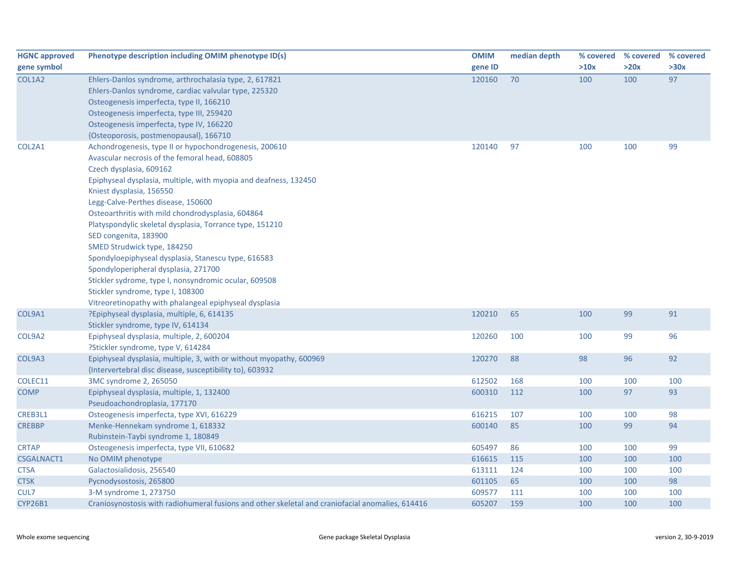| HGNC approved gene symbol | Phenotype description including OMIM phenotype ID(s) | OMIM gene ID | median depth | % covered >10x | % covered >20x | % covered >30x |
|---|---|---|---|---|---|---|
| COL1A2 | Ehlers-Danlos syndrome, arthrochalasia type, 2, 617821<br>Ehlers-Danlos syndrome, cardiac valvular type, 225320<br>Osteogenesis imperfecta, type II, 166210<br>Osteogenesis imperfecta, type III, 259420<br>Osteogenesis imperfecta, type IV, 166220<br>{Osteoporosis, postmenopausal}, 166710 | 120160 | 70 | 100 | 100 | 97 |
| COL2A1 | Achondrogenesis, type II or hypochondrogenesis, 200610<br>Avascular necrosis of the femoral head, 608805<br>Czech dysplasia, 609162<br>Epiphyseal dysplasia, multiple, with myopia and deafness, 132450<br>Kniest dysplasia, 156550<br>Legg-Calve-Perthes disease, 150600<br>Osteoarthritis with mild chondrodysplasia, 604864<br>Platyspondylic skeletal dysplasia, Torrance type, 151210<br>SED congenita, 183900<br>SMED Strudwick type, 184250<br>Spondyloepiphyseal dysplasia, Stanescu type, 616583<br>Spondyloperipheral dysplasia, 271700<br>Stickler sydrome, type I, nonsyndromic ocular, 609508<br>Stickler syndrome, type I, 108300<br>Vitreoretinopathy with phalangeal epiphyseal dysplasia | 120140 | 97 | 100 | 100 | 99 |
| COL9A1 | ?Epiphyseal dysplasia, multiple, 6, 614135<br>Stickler syndrome, type IV, 614134 | 120210 | 65 | 100 | 99 | 91 |
| COL9A2 | Epiphyseal dysplasia, multiple, 2, 600204<br>?Stickler syndrome, type V, 614284 | 120260 | 100 | 100 | 99 | 96 |
| COL9A3 | Epiphyseal dysplasia, multiple, 3, with or without myopathy, 600969<br>{Intervertebral disc disease, susceptibility to}, 603932 | 120270 | 88 | 98 | 96 | 92 |
| COLEC11 | 3MC syndrome 2, 265050 | 612502 | 168 | 100 | 100 | 100 |
| COMP | Epiphyseal dysplasia, multiple, 1, 132400<br>Pseudoachondroplasia, 177170 | 600310 | 112 | 100 | 97 | 93 |
| CREB3L1 | Osteogenesis imperfecta, type XVI, 616229 | 616215 | 107 | 100 | 100 | 98 |
| CREBBP | Menke-Hennekam syndrome 1, 618332<br>Rubinstein-Taybi syndrome 1, 180849 | 600140 | 85 | 100 | 99 | 94 |
| CRTAP | Osteogenesis imperfecta, type VII, 610682 | 605497 | 86 | 100 | 100 | 99 |
| CSGALNACT1 | No OMIM phenotype | 616615 | 115 | 100 | 100 | 100 |
| CTSA | Galactosialidosis, 256540 | 613111 | 124 | 100 | 100 | 100 |
| CTSK | Pycnodysostosis, 265800 | 601105 | 65 | 100 | 100 | 98 |
| CUL7 | 3-M syndrome 1, 273750 | 609577 | 111 | 100 | 100 | 100 |
| CYP26B1 | Craniosynostosis with radiohumeral fusions and other skeletal and craniofacial anomalies, 614416 | 605207 | 159 | 100 | 100 | 100 |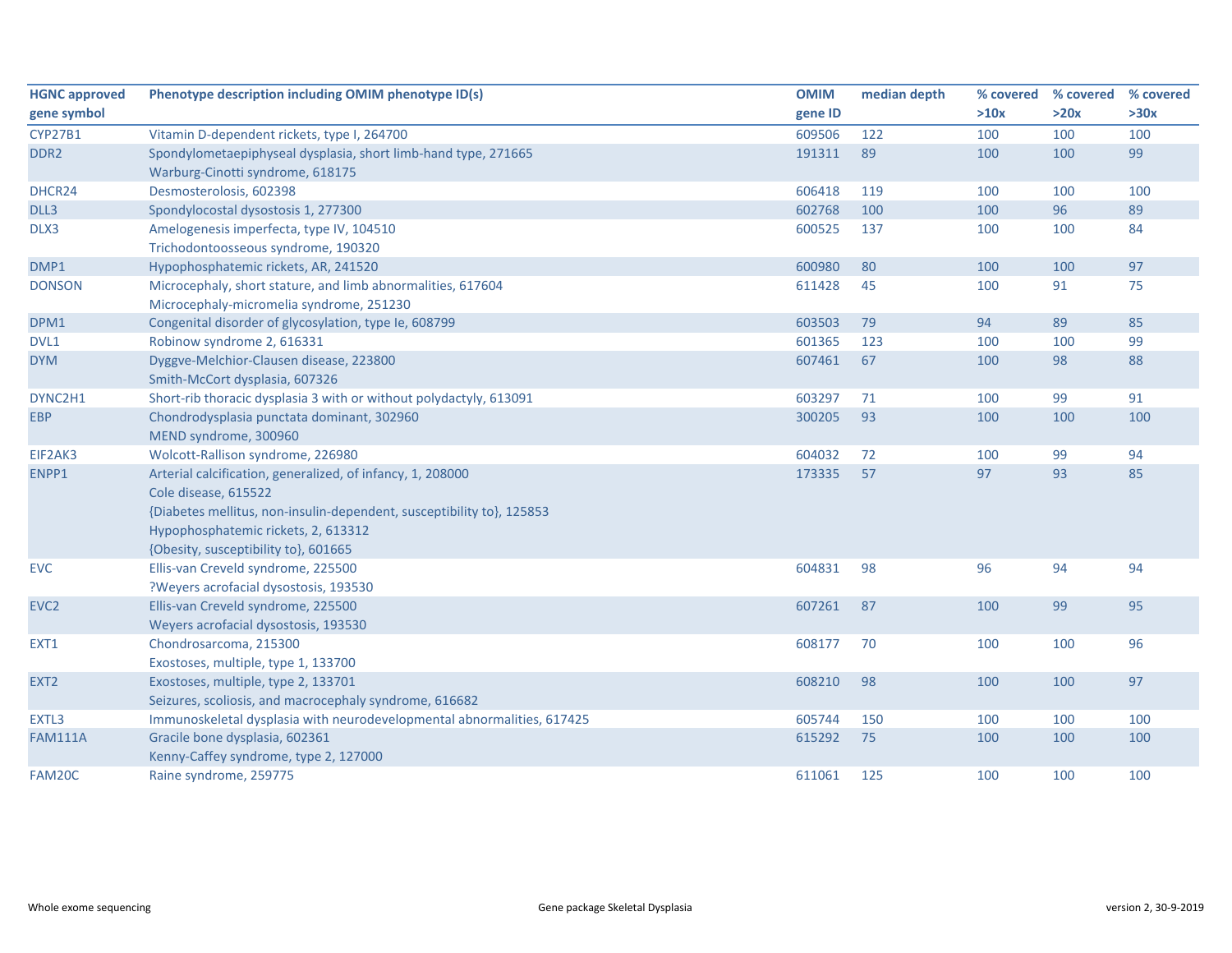| HGNC approved gene symbol | Phenotype description including OMIM phenotype ID(s) | OMIM gene ID | median depth | % covered >10x | % covered >20x | % covered >30x |
|---|---|---|---|---|---|---|
| CYP27B1 | Vitamin D-dependent rickets, type I, 264700 | 609506 | 122 | 100 | 100 | 100 |
| DDR2 | Spondylometaepiphyseal dysplasia, short limb-hand type, 271665<br>Warburg-Cinotti syndrome, 618175 | 191311 | 89 | 100 | 100 | 99 |
| DHCR24 | Desmosterolosis, 602398 | 606418 | 119 | 100 | 100 | 100 |
| DLL3 | Spondylocostal dysostosis 1, 277300 | 602768 | 100 | 100 | 96 | 89 |
| DLX3 | Amelogenesis imperfecta, type IV, 104510<br>Trichodontoosseous syndrome, 190320 | 600525 | 137 | 100 | 100 | 84 |
| DMP1 | Hypophosphatemic rickets, AR, 241520 | 600980 | 80 | 100 | 100 | 97 |
| DONSON | Microcephaly, short stature, and limb abnormalities, 617604<br>Microcephaly-micromelia syndrome, 251230 | 611428 | 45 | 100 | 91 | 75 |
| DPM1 | Congenital disorder of glycosylation, type Ie, 608799 | 603503 | 79 | 94 | 89 | 85 |
| DVL1 | Robinow syndrome 2, 616331 | 601365 | 123 | 100 | 100 | 99 |
| DYM | Dyggve-Melchior-Clausen disease, 223800<br>Smith-McCort dysplasia, 607326 | 607461 | 67 | 100 | 98 | 88 |
| DYNC2H1 | Short-rib thoracic dysplasia 3 with or without polydactyly, 613091 | 603297 | 71 | 100 | 99 | 91 |
| EBP | Chondrodysplasia punctata dominant, 302960<br>MEND syndrome, 300960 | 300205 | 93 | 100 | 100 | 100 |
| EIF2AK3 | Wolcott-Rallison syndrome, 226980 | 604032 | 72 | 100 | 99 | 94 |
| ENPP1 | Arterial calcification, generalized, of infancy, 1, 208000<br>Cole disease, 615522<br>{Diabetes mellitus, non-insulin-dependent, susceptibility to}, 125853<br>Hypophosphatemic rickets, 2, 613312<br>{Obesity, susceptibility to}, 601665 | 173335 | 57 | 97 | 93 | 85 |
| EVC | Ellis-van Creveld syndrome, 225500<br>?Weyers acrofacial dysostosis, 193530 | 604831 | 98 | 96 | 94 | 94 |
| EVC2 | Ellis-van Creveld syndrome, 225500<br>Weyers acrofacial dysostosis, 193530 | 607261 | 87 | 100 | 99 | 95 |
| EXT1 | Chondrosarcoma, 215300<br>Exostoses, multiple, type 1, 133700 | 608177 | 70 | 100 | 100 | 96 |
| EXT2 | Exostoses, multiple, type 2, 133701<br>Seizures, scoliosis, and macrocephaly syndrome, 616682 | 608210 | 98 | 100 | 100 | 97 |
| EXTL3 | Immunoskeletal dysplasia with neurodevelopmental abnormalities, 617425 | 605744 | 150 | 100 | 100 | 100 |
| FAM111A | Gracile bone dysplasia, 602361<br>Kenny-Caffey syndrome, type 2, 127000 | 615292 | 75 | 100 | 100 | 100 |
| FAM20C | Raine syndrome, 259775 | 611061 | 125 | 100 | 100 | 100 |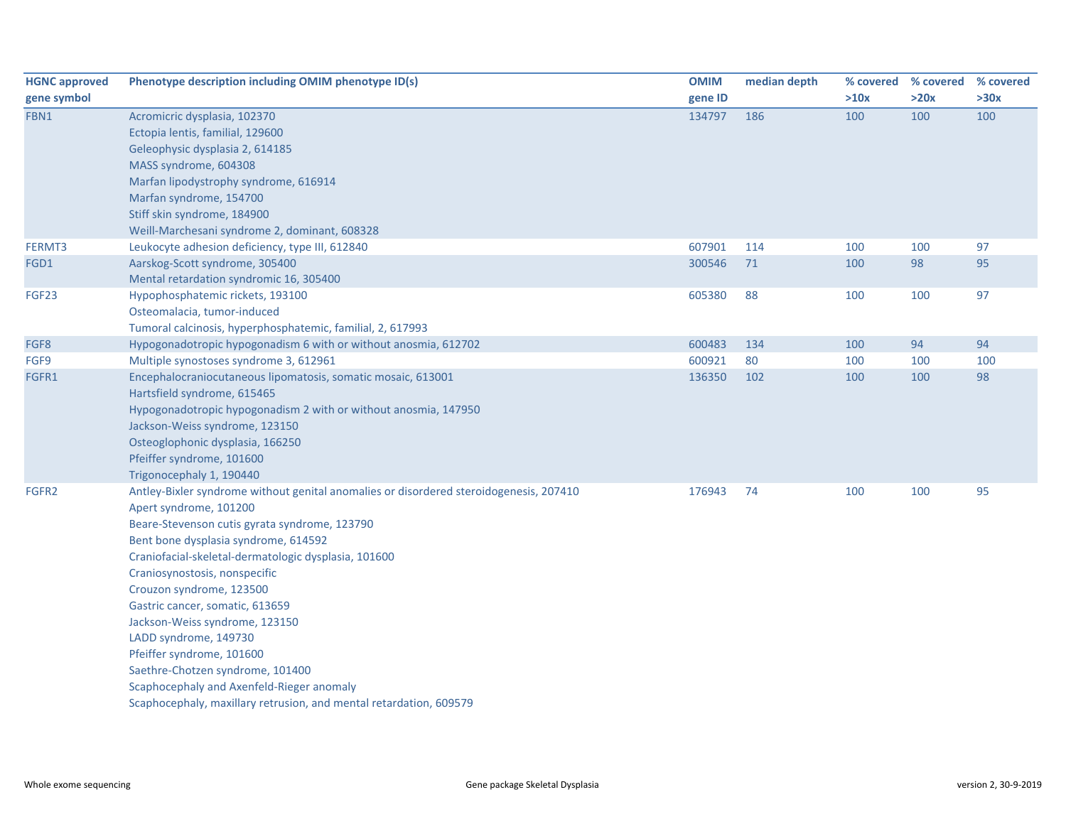| HGNC approved gene symbol | Phenotype description including OMIM phenotype ID(s) | OMIM gene ID | median depth | % covered >10x | % covered >20x | % covered >30x |
|---|---|---|---|---|---|---|
| FBN1 | Acromicric dysplasia, 102370 | 134797 | 186 | 100 | 100 | 100 |
| | Ectopia lentis, familial, 129600 | | | | | |
| | Geleophysic dysplasia 2, 614185 | | | | | |
| | MASS syndrome, 604308 | | | | | |
| | Marfan lipodystrophy syndrome, 616914 | | | | | |
| | Marfan syndrome, 154700 | | | | | |
| | Stiff skin syndrome, 184900 | | | | | |
| | Weill-Marchesani syndrome 2, dominant, 608328 | | | | | |
| FERMT3 | Leukocyte adhesion deficiency, type III, 612840 | 607901 | 114 | 100 | 100 | 97 |
| FGD1 | Aarskog-Scott syndrome, 305400 | 300546 | 71 | 100 | 98 | 95 |
| | Mental retardation syndromic 16, 305400 | | | | | |
| FGF23 | Hypophosphatemic rickets, 193100 | 605380 | 88 | 100 | 100 | 97 |
| | Osteomalacia, tumor-induced | | | | | |
| | Tumoral calcinosis, hyperphosphatemic, familial, 2, 617993 | | | | | |
| FGF8 | Hypogonadotropic hypogonadism 6 with or without anosmia, 612702 | 600483 | 134 | 100 | 94 | 94 |
| FGF9 | Multiple synostoses syndrome 3, 612961 | 600921 | 80 | 100 | 100 | 100 |
| FGFR1 | Encephalocraniocutaneous lipomatosis, somatic mosaic, 613001 | 136350 | 102 | 100 | 100 | 98 |
| | Hartsfield syndrome, 615465 | | | | | |
| | Hypogonadotropic hypogonadism 2 with or without anosmia, 147950 | | | | | |
| | Jackson-Weiss syndrome, 123150 | | | | | |
| | Osteoglophonic dysplasia, 166250 | | | | | |
| | Pfeiffer syndrome, 101600 | | | | | |
| | Trigonocephaly 1, 190440 | | | | | |
| FGFR2 | Antley-Bixler syndrome without genital anomalies or disordered steroidogenesis, 207410 | 176943 | 74 | 100 | 100 | 95 |
| | Apert syndrome, 101200 | | | | | |
| | Beare-Stevenson cutis gyrata syndrome, 123790 | | | | | |
| | Bent bone dysplasia syndrome, 614592 | | | | | |
| | Craniofacial-skeletal-dermatologic dysplasia, 101600 | | | | | |
| | Craniosynostosis, nonspecific | | | | | |
| | Crouzon syndrome, 123500 | | | | | |
| | Gastric cancer, somatic, 613659 | | | | | |
| | Jackson-Weiss syndrome, 123150 | | | | | |
| | LADD syndrome, 149730 | | | | | |
| | Pfeiffer syndrome, 101600 | | | | | |
| | Saethre-Chotzen syndrome, 101400 | | | | | |
| | Scaphocephaly and Axenfeld-Rieger anomaly | | | | | |
| | Scaphocephaly, maxillary retrusion, and mental retardation, 609579 | | | | | |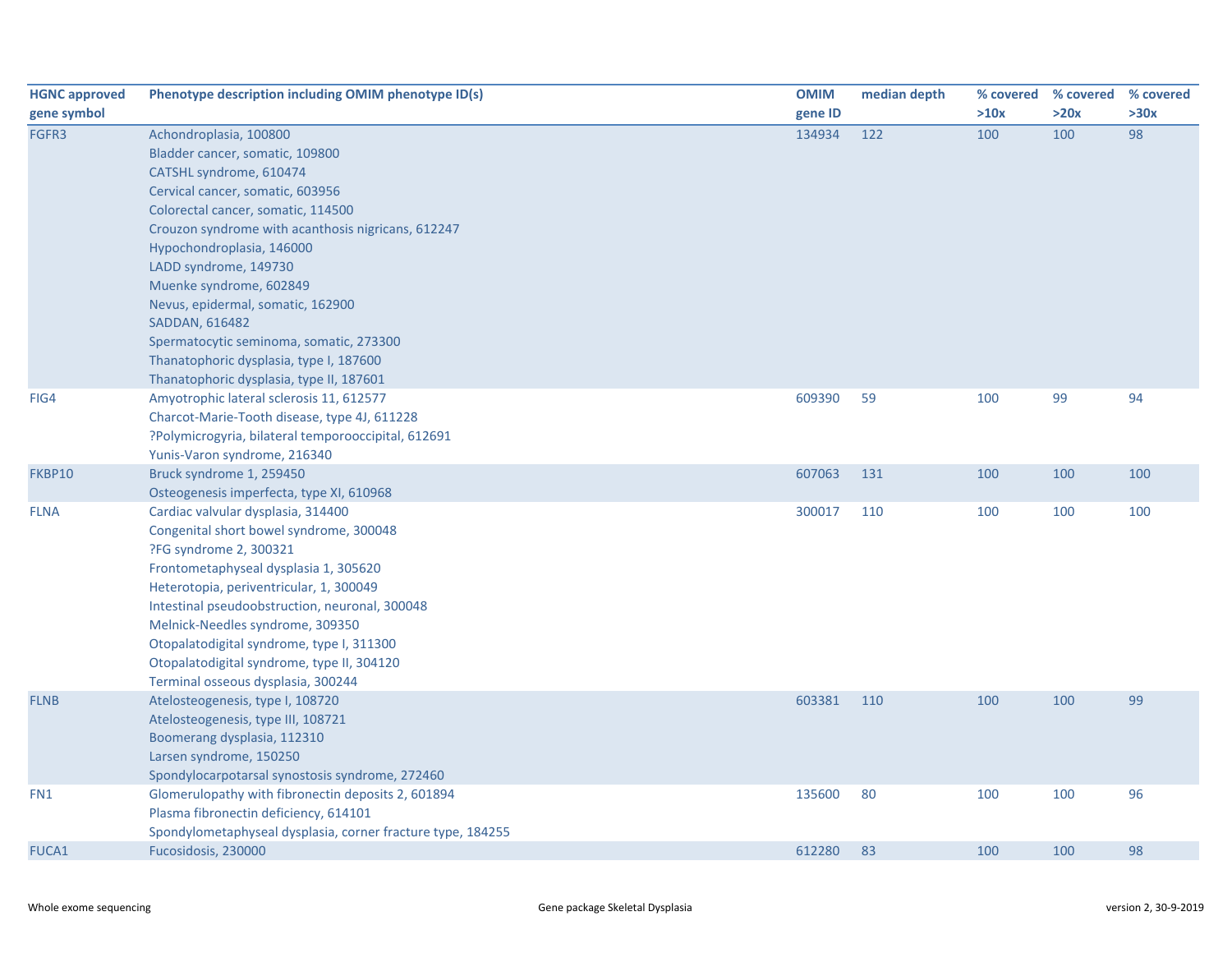| HGNC approved gene symbol | Phenotype description including OMIM phenotype ID(s) | OMIM gene ID | median depth | % covered >10x | % covered >20x | % covered >30x |
|---|---|---|---|---|---|---|
| FGFR3 | Achondroplasia, 100800<br>Bladder cancer, somatic, 109800<br>CATSHL syndrome, 610474<br>Cervical cancer, somatic, 603956<br>Colorectal cancer, somatic, 114500<br>Crouzon syndrome with acanthosis nigricans, 612247<br>Hypochondroplasia, 146000<br>LADD syndrome, 149730<br>Muenke syndrome, 602849<br>Nevus, epidermal, somatic, 162900<br>SADDAN, 616482<br>Spermatocytic seminoma, somatic, 273300<br>Thanatophoric dysplasia, type I, 187600<br>Thanatophoric dysplasia, type II, 187601 | 134934 | 122 | 100 | 100 | 98 |
| FIG4 | Amyotrophic lateral sclerosis 11, 612577<br>Charcot-Marie-Tooth disease, type 4J, 611228<br>?Polymicrogyria, bilateral temporooccipital, 612691<br>Yunis-Varon syndrome, 216340 | 609390 | 59 | 100 | 99 | 94 |
| FKBP10 | Bruck syndrome 1, 259450<br>Osteogenesis imperfecta, type XI, 610968 | 607063 | 131 | 100 | 100 | 100 |
| FLNA | Cardiac valvular dysplasia, 314400<br>Congenital short bowel syndrome, 300048<br>?FG syndrome 2, 300321<br>Frontometaphyseal dysplasia 1, 305620<br>Heterotopia, periventricular, 1, 300049<br>Intestinal pseudoobstruction, neuronal, 300048<br>Melnick-Needles syndrome, 309350<br>Otopalatodigital syndrome, type I, 311300<br>Otopalatodigital syndrome, type II, 304120<br>Terminal osseous dysplasia, 300244 | 300017 | 110 | 100 | 100 | 100 |
| FLNB | Atelosteogenesis, type I, 108720<br>Atelosteogenesis, type III, 108721<br>Boomerang dysplasia, 112310<br>Larsen syndrome, 150250<br>Spondylocarpotarsal synostosis syndrome, 272460 | 603381 | 110 | 100 | 100 | 99 |
| FN1 | Glomerulopathy with fibronectin deposits 2, 601894<br>Plasma fibronectin deficiency, 614101<br>Spondylometaphyseal dysplasia, corner fracture type, 184255 | 135600 | 80 | 100 | 100 | 96 |
| FUCA1 | Fucosidosis, 230000 | 612280 | 83 | 100 | 100 | 98 |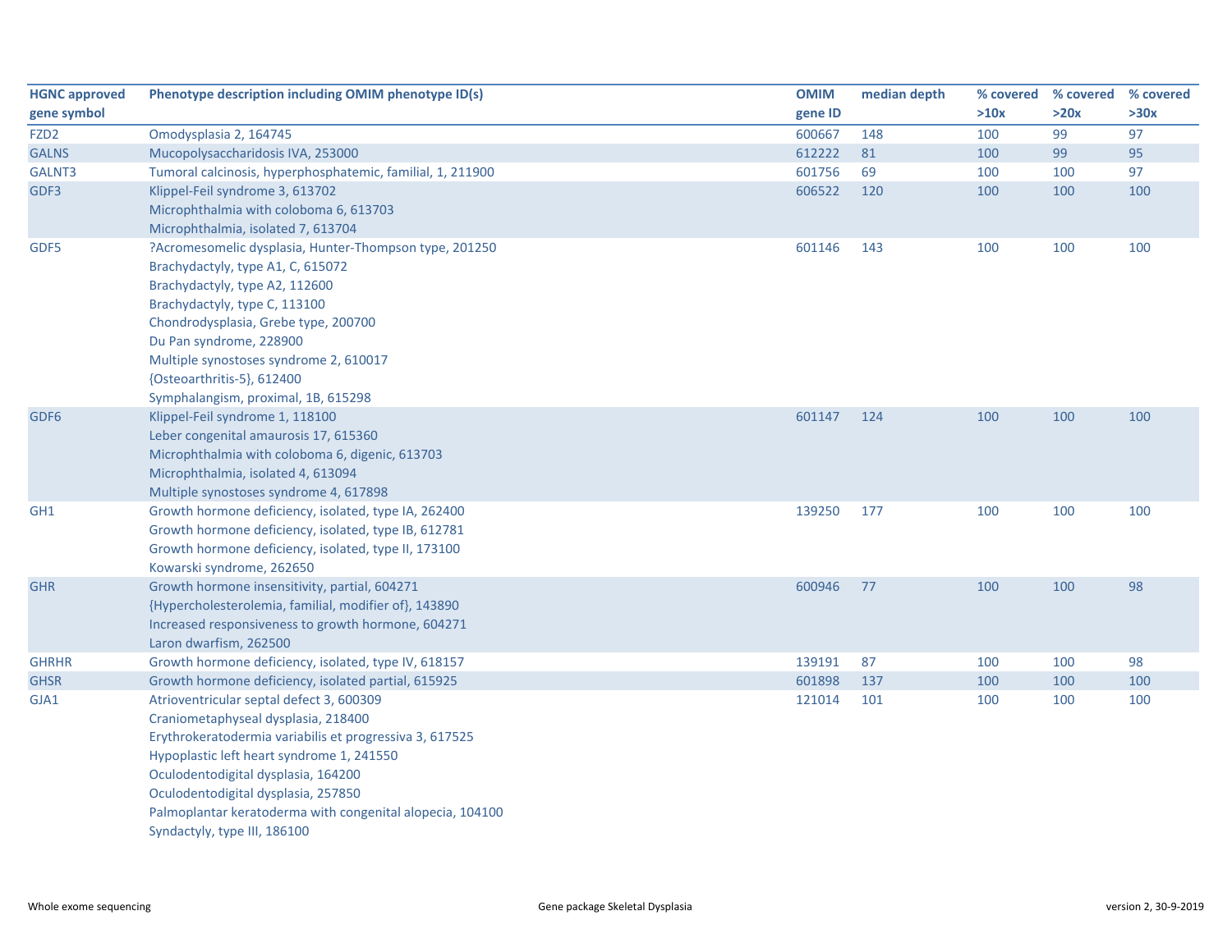| HGNC approved gene symbol | Phenotype description including OMIM phenotype ID(s) | OMIM gene ID | median depth | % covered >10x | % covered >20x | % covered >30x |
|---|---|---|---|---|---|---|
| FZD2 | Omodysplasia 2, 164745 | 600667 | 148 | 100 | 99 | 97 |
| GALNS | Mucopolysaccharidosis IVA, 253000 | 612222 | 81 | 100 | 99 | 95 |
| GALNT3 | Tumoral calcinosis, hyperphosphatemic, familial, 1, 211900 | 601756 | 69 | 100 | 100 | 97 |
| GDF3 | Klippel-Feil syndrome 3, 613702<br>Microphthalmia with coloboma 6, 613703<br>Microphthalmia, isolated 7, 613704 | 606522 | 120 | 100 | 100 | 100 |
| GDF5 | ?Acromesomelic dysplasia, Hunter-Thompson type, 201250<br>Brachydactyly, type A1, C, 615072<br>Brachydactyly, type A2, 112600<br>Brachydactyly, type C, 113100<br>Chondrodysplasia, Grebe type, 200700<br>Du Pan syndrome, 228900<br>Multiple synostoses syndrome 2, 610017<br>{Osteoarthritis-5}, 612400<br>Symphalangism, proximal, 1B, 615298 | 601146 | 143 | 100 | 100 | 100 |
| GDF6 | Klippel-Feil syndrome 1, 118100<br>Leber congenital amaurosis 17, 615360<br>Microphthalmia with coloboma 6, digenic, 613703<br>Microphthalmia, isolated 4, 613094<br>Multiple synostoses syndrome 4, 617898 | 601147 | 124 | 100 | 100 | 100 |
| GH1 | Growth hormone deficiency, isolated, type IA, 262400<br>Growth hormone deficiency, isolated, type IB, 612781<br>Growth hormone deficiency, isolated, type II, 173100<br>Kowarski syndrome, 262650 | 139250 | 177 | 100 | 100 | 100 |
| GHR | Growth hormone insensitivity, partial, 604271<br>{Hypercholesterolemia, familial, modifier of}, 143890<br>Increased responsiveness to growth hormone, 604271<br>Laron dwarfism, 262500 | 600946 | 77 | 100 | 100 | 98 |
| GHRHR | Growth hormone deficiency, isolated, type IV, 618157 | 139191 | 87 | 100 | 100 | 98 |
| GHSR | Growth hormone deficiency, isolated partial, 615925 | 601898 | 137 | 100 | 100 | 100 |
| GJA1 | Atrioventricular septal defect 3, 600309<br>Craniometaphyseal dysplasia, 218400<br>Erythrokeratodermia variabilis et progressiva 3, 617525<br>Hypoplastic left heart syndrome 1, 241550<br>Oculodentodigital dysplasia, 164200<br>Oculodentodigital dysplasia, 257850<br>Palmoplantar keratoderma with congenital alopecia, 104100<br>Syndactyly, type III, 186100 | 121014 | 101 | 100 | 100 | 100 |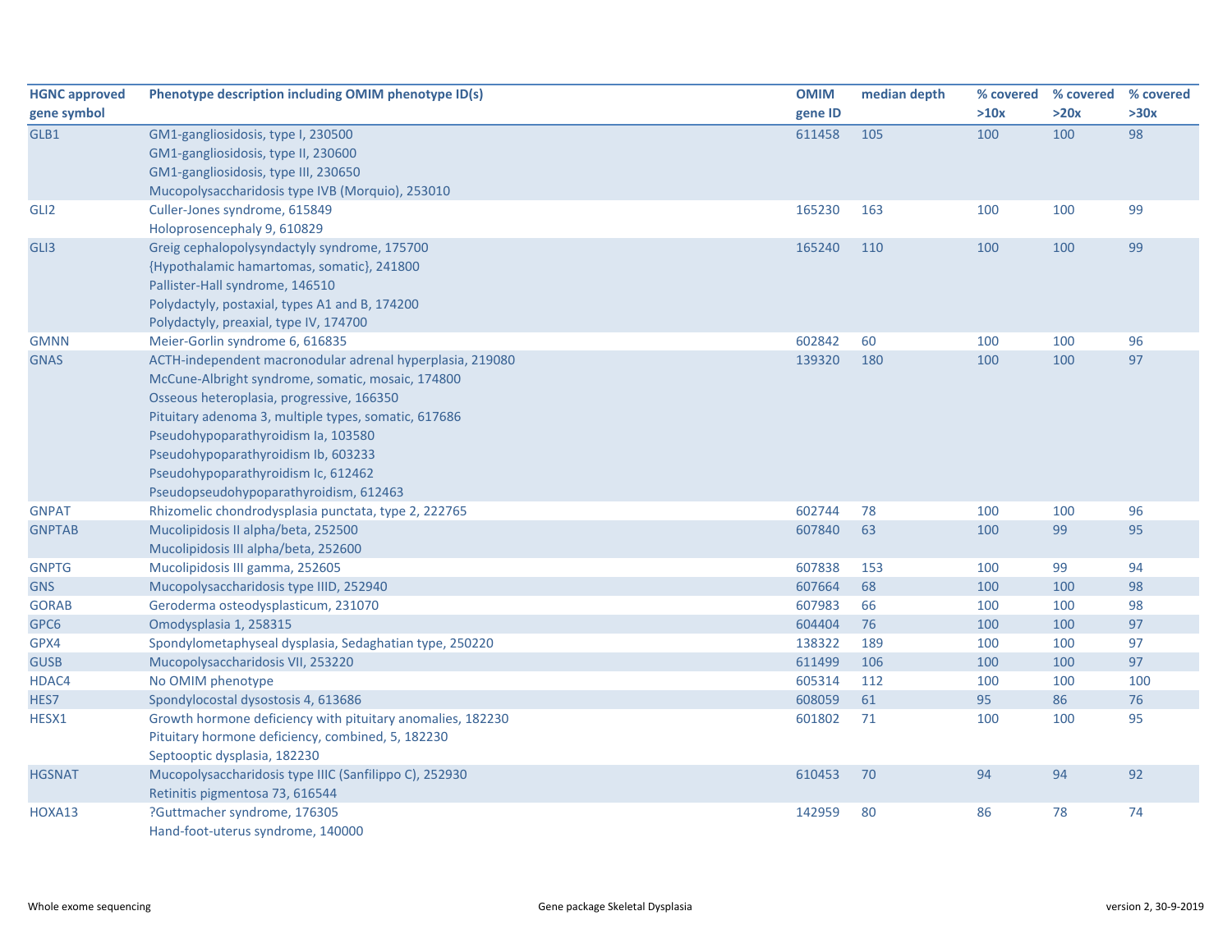| HGNC approved gene symbol | Phenotype description including OMIM phenotype ID(s) | OMIM gene ID | median depth | % covered >10x | % covered >20x | % covered >30x |
|---|---|---|---|---|---|---|
| GLB1 | GM1-gangliosidosis, type I, 230500<br>GM1-gangliosidosis, type II, 230600<br>GM1-gangliosidosis, type III, 230650<br>Mucopolysaccharidosis type IVB (Morquio), 253010 | 611458 | 105 | 100 | 100 | 98 |
| GLI2 | Culler-Jones syndrome, 615849<br>Holoprosencephaly 9, 610829 | 165230 | 163 | 100 | 100 | 99 |
| GLI3 | Greig cephalopolysyndactyly syndrome, 175700<br>{Hypothalamic hamartomas, somatic}, 241800<br>Pallister-Hall syndrome, 146510<br>Polydactyly, postaxial, types A1 and B, 174200<br>Polydactyly, preaxial, type IV, 174700 | 165240 | 110 | 100 | 100 | 99 |
| GMNN | Meier-Gorlin syndrome 6, 616835 | 602842 | 60 | 100 | 100 | 96 |
| GNAS | ACTH-independent macronodular adrenal hyperplasia, 219080<br>McCune-Albright syndrome, somatic, mosaic, 174800<br>Osseous heteroplasia, progressive, 166350<br>Pituitary adenoma 3, multiple types, somatic, 617686<br>Pseudohypoparathyroidism Ia, 103580<br>Pseudohypoparathyroidism Ib, 603233<br>Pseudohypoparathyroidism Ic, 612462<br>Pseudopseudohypoparathyroidism, 612463 | 139320 | 180 | 100 | 100 | 97 |
| GNPAT | Rhizomelic chondrodysplasia punctata, type 2, 222765 | 602744 | 78 | 100 | 100 | 96 |
| GNPTAB | Mucolipidosis II alpha/beta, 252500<br>Mucolipidosis III alpha/beta, 252600 | 607840 | 63 | 100 | 99 | 95 |
| GNPTG | Mucolipidosis III gamma, 252605 | 607838 | 153 | 100 | 99 | 94 |
| GNS | Mucopolysaccharidosis type IIID, 252940 | 607664 | 68 | 100 | 100 | 98 |
| GORAB | Geroderma osteodysplasticum, 231070 | 607983 | 66 | 100 | 100 | 98 |
| GPC6 | Omodysplasia 1, 258315 | 604404 | 76 | 100 | 100 | 97 |
| GPX4 | Spondylometaphyseal dysplasia, Sedaghatian type, 250220 | 138322 | 189 | 100 | 100 | 97 |
| GUSB | Mucopolysaccharidosis VII, 253220 | 611499 | 106 | 100 | 100 | 97 |
| HDAC4 | No OMIM phenotype | 605314 | 112 | 100 | 100 | 100 |
| HES7 | Spondylocostal dysostosis 4, 613686 | 608059 | 61 | 95 | 86 | 76 |
| HESX1 | Growth hormone deficiency with pituitary anomalies, 182230<br>Pituitary hormone deficiency, combined, 5, 182230<br>Septooptic dysplasia, 182230 | 601802 | 71 | 100 | 100 | 95 |
| HGSNAT | Mucopolysaccharidosis type IIIC (Sanfilippo C), 252930<br>Retinitis pigmentosa 73, 616544 | 610453 | 70 | 94 | 94 | 92 |
| HOXA13 | ?Guttmacher syndrome, 176305<br>Hand-foot-uterus syndrome, 140000 | 142959 | 80 | 86 | 78 | 74 |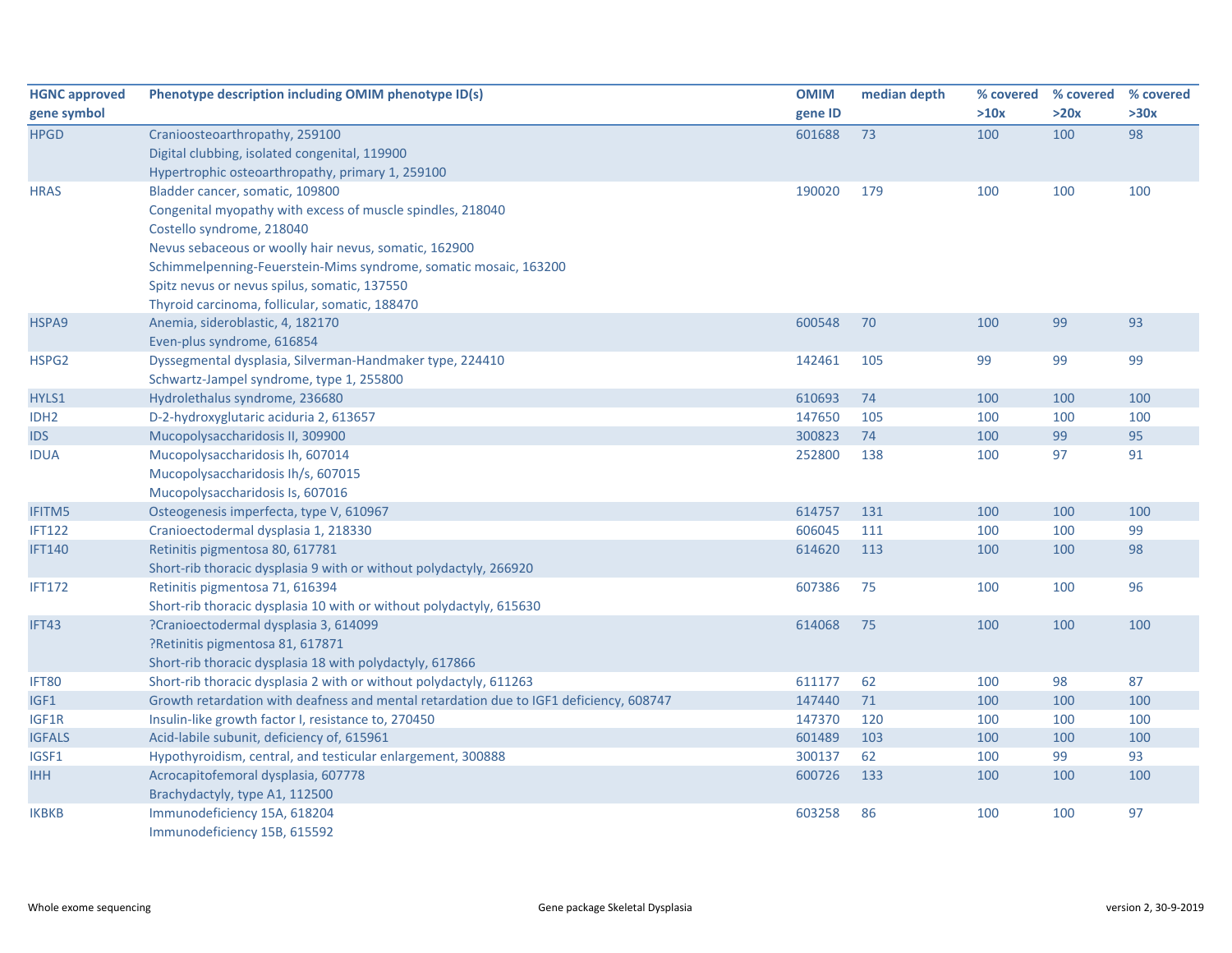| HGNC approved gene symbol | Phenotype description including OMIM phenotype ID(s) | OMIM gene ID | median depth | % covered >10x | % covered >20x | % covered >30x |
|---|---|---|---|---|---|---|
| HPGD | Cranioosteoarthropathy, 259100<br>Digital clubbing, isolated congenital, 119900<br>Hypertrophic osteoarthropathy, primary 1, 259100 | 601688 | 73 | 100 | 100 | 98 |
| HRAS | Bladder cancer, somatic, 109800<br>Congenital myopathy with excess of muscle spindles, 218040<br>Costello syndrome, 218040<br>Nevus sebaceous or woolly hair nevus, somatic, 162900<br>Schimmelpenning-Feuerstein-Mims syndrome, somatic mosaic, 163200<br>Spitz nevus or nevus spilus, somatic, 137550<br>Thyroid carcinoma, follicular, somatic, 188470 | 190020 | 179 | 100 | 100 | 100 |
| HSPA9 | Anemia, sideroblastic, 4, 182170<br>Even-plus syndrome, 616854 | 600548 | 70 | 100 | 99 | 93 |
| HSPG2 | Dyssegmental dysplasia, Silverman-Handmaker type, 224410<br>Schwartz-Jampel syndrome, type 1, 255800 | 142461 | 105 | 99 | 99 | 99 |
| HYLS1 | Hydrolethalus syndrome, 236680 | 610693 | 74 | 100 | 100 | 100 |
| IDH2 | D-2-hydroxyglutaric aciduria 2, 613657 | 147650 | 105 | 100 | 100 | 100 |
| IDS | Mucopolysaccharidosis II, 309900 | 300823 | 74 | 100 | 99 | 95 |
| IDUA | Mucopolysaccharidosis Ih, 607014<br>Mucopolysaccharidosis Ih/s, 607015<br>Mucopolysaccharidosis Is, 607016 | 252800 | 138 | 100 | 97 | 91 |
| IFITM5 | Osteogenesis imperfecta, type V, 610967 | 614757 | 131 | 100 | 100 | 100 |
| IFT122 | Cranioectodermal dysplasia 1, 218330 | 606045 | 111 | 100 | 100 | 99 |
| IFT140 | Retinitis pigmentosa 80, 617781<br>Short-rib thoracic dysplasia 9 with or without polydactyly, 266920 | 614620 | 113 | 100 | 100 | 98 |
| IFT172 | Retinitis pigmentosa 71, 616394<br>Short-rib thoracic dysplasia 10 with or without polydactyly, 615630 | 607386 | 75 | 100 | 100 | 96 |
| IFT43 | ?Cranioectodermal dysplasia 3, 614099<br>?Retinitis pigmentosa 81, 617871<br>Short-rib thoracic dysplasia 18 with polydactyly, 617866 | 614068 | 75 | 100 | 100 | 100 |
| IFT80 | Short-rib thoracic dysplasia 2 with or without polydactyly, 611263 | 611177 | 62 | 100 | 98 | 87 |
| IGF1 | Growth retardation with deafness and mental retardation due to IGF1 deficiency, 608747 | 147440 | 71 | 100 | 100 | 100 |
| IGF1R | Insulin-like growth factor I, resistance to, 270450 | 147370 | 120 | 100 | 100 | 100 |
| IGFALS | Acid-labile subunit, deficiency of, 615961 | 601489 | 103 | 100 | 100 | 100 |
| IGSF1 | Hypothyroidism, central, and testicular enlargement, 300888 | 300137 | 62 | 100 | 99 | 93 |
| IHH | Acrocapitofemoral dysplasia, 607778<br>Brachydactyly, type A1, 112500 | 600726 | 133 | 100 | 100 | 100 |
| IKBKB | Immunodeficiency 15A, 618204<br>Immunodeficiency 15B, 615592 | 603258 | 86 | 100 | 100 | 97 |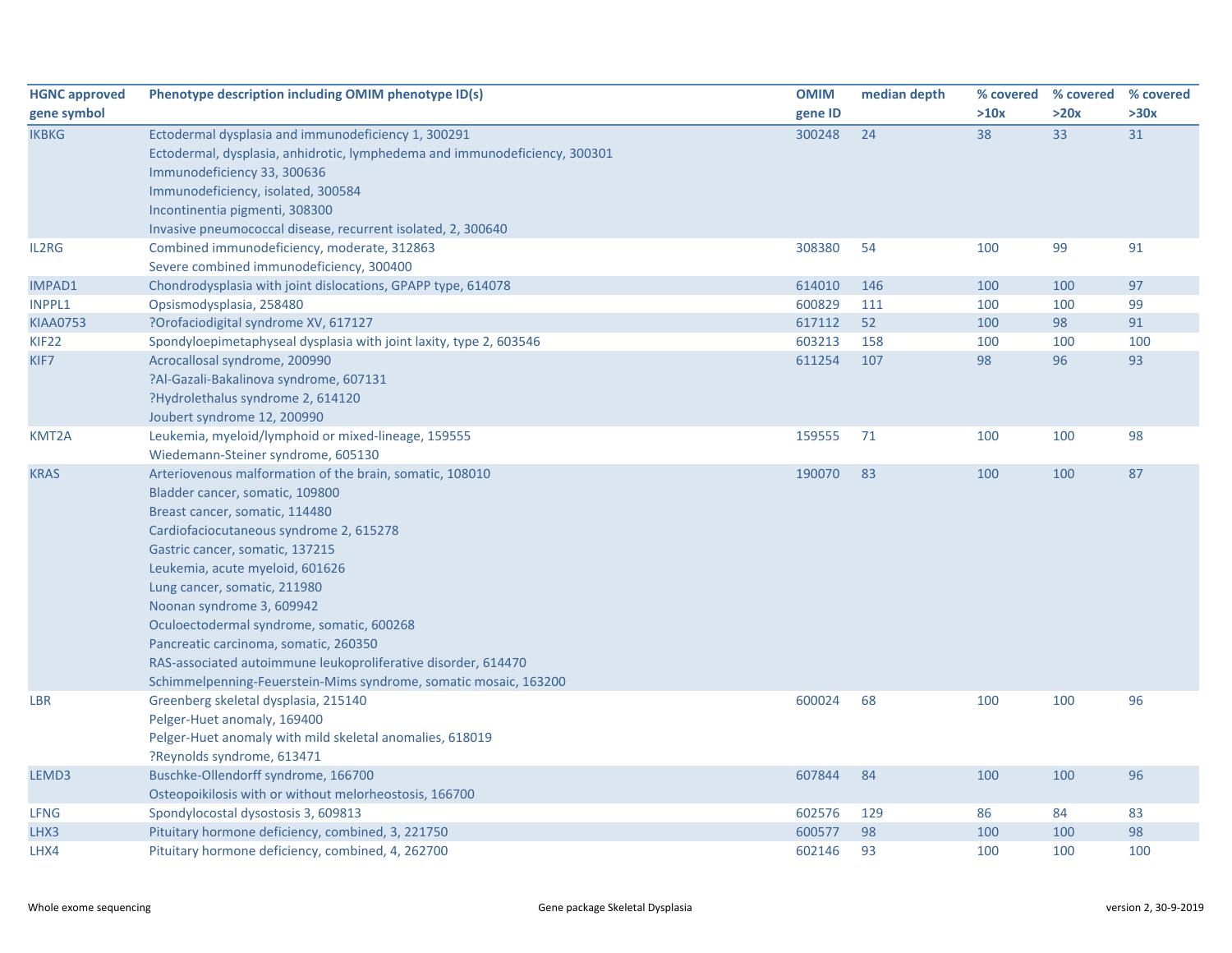| HGNC approved gene symbol | Phenotype description including OMIM phenotype ID(s) | OMIM gene ID | median depth | % covered >10x | % covered >20x | % covered >30x |
|---|---|---|---|---|---|---|
| IKBKG | Ectodermal dysplasia and immunodeficiency 1, 300291<br>Ectodermal, dysplasia, anhidrotic, lymphedema and immunodeficiency, 300301<br>Immunodeficiency 33, 300636<br>Immunodeficiency, isolated, 300584<br>Incontinentia pigmenti, 308300<br>Invasive pneumococcal disease, recurrent isolated, 2, 300640 | 300248 | 24 | 38 | 33 | 31 |
| IL2RG | Combined immunodeficiency, moderate, 312863<br>Severe combined immunodeficiency, 300400 | 308380 | 54 | 100 | 99 | 91 |
| IMPAD1 | Chondrodysplasia with joint dislocations, GPAPP type, 614078 | 614010 | 146 | 100 | 100 | 97 |
| INPPL1 | Opsismodysplasia, 258480 | 600829 | 111 | 100 | 100 | 99 |
| KIAA0753 | ?Orofaciodigital syndrome XV, 617127 | 617112 | 52 | 100 | 98 | 91 |
| KIF22 | Spondyloepimetaphyseal dysplasia with joint laxity, type 2, 603546 | 603213 | 158 | 100 | 100 | 100 |
| KIF7 | Acrocallosal syndrome, 200990<br>?Al-Gazali-Bakalinova syndrome, 607131<br>?Hydrolethalus syndrome 2, 614120<br>Joubert syndrome 12, 200990 | 611254 | 107 | 98 | 96 | 93 |
| KMT2A | Leukemia, myeloid/lymphoid or mixed-lineage, 159555<br>Wiedemann-Steiner syndrome, 605130 | 159555 | 71 | 100 | 100 | 98 |
| KRAS | Arteriovenous malformation of the brain, somatic, 108010<br>Bladder cancer, somatic, 109800<br>Breast cancer, somatic, 114480<br>Cardiofaciocutaneous syndrome 2, 615278<br>Gastric cancer, somatic, 137215<br>Leukemia, acute myeloid, 601626<br>Lung cancer, somatic, 211980<br>Noonan syndrome 3, 609942<br>Oculoectodermal syndrome, somatic, 600268<br>Pancreatic carcinoma, somatic, 260350<br>RAS-associated autoimmune leukoproliferative disorder, 614470<br>Schimmelpenning-Feuerstein-Mims syndrome, somatic mosaic, 163200 | 190070 | 83 | 100 | 100 | 87 |
| LBR | Greenberg skeletal dysplasia, 215140<br>Pelger-Huet anomaly, 169400<br>Pelger-Huet anomaly with mild skeletal anomalies, 618019<br>?Reynolds syndrome, 613471 | 600024 | 68 | 100 | 100 | 96 |
| LEMD3 | Buschke-Ollendorff syndrome, 166700<br>Osteopoikilosis with or without melorheostosis, 166700 | 607844 | 84 | 100 | 100 | 96 |
| LFNG | Spondylocostal dysostosis 3, 609813 | 602576 | 129 | 86 | 84 | 83 |
| LHX3 | Pituitary hormone deficiency, combined, 3, 221750 | 600577 | 98 | 100 | 100 | 98 |
| LHX4 | Pituitary hormone deficiency, combined, 4, 262700 | 602146 | 93 | 100 | 100 | 100 |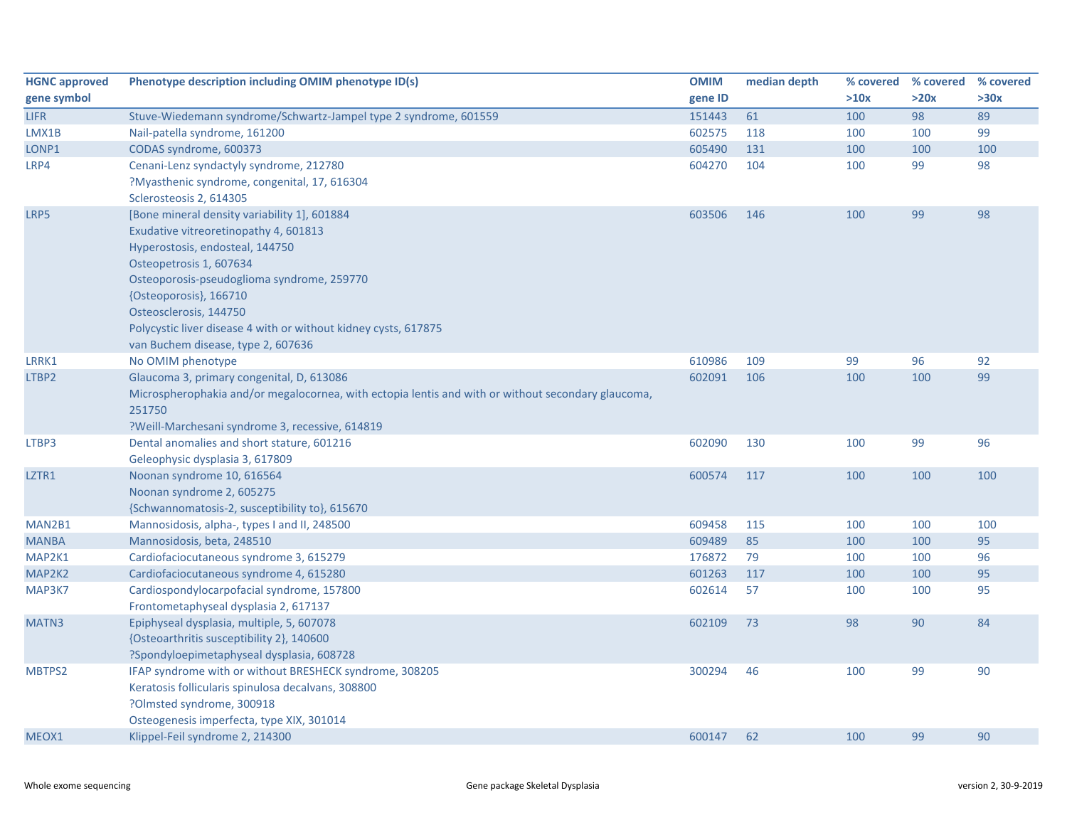| HGNC approved gene symbol | Phenotype description including OMIM phenotype ID(s) | OMIM gene ID | median depth | % covered >10x | % covered >20x | % covered >30x |
|---|---|---|---|---|---|---|
| LIFR | Stuve-Wiedemann syndrome/Schwartz-Jampel type 2 syndrome, 601559 | 151443 | 61 | 100 | 98 | 89 |
| LMX1B | Nail-patella syndrome, 161200 | 602575 | 118 | 100 | 100 | 99 |
| LONP1 | CODAS syndrome, 600373 | 605490 | 131 | 100 | 100 | 100 |
| LRP4 | Cenani-Lenz syndactyly syndrome, 212780<br>?Myasthenic syndrome, congenital, 17, 616304<br>Sclerosteosis 2, 614305 | 604270 | 104 | 100 | 99 | 98 |
| LRP5 | [Bone mineral density variability 1], 601884<br>Exudative vitreoretinopathy 4, 601813<br>Hyperostosis, endosteal, 144750<br>Osteopetrosis 1, 607634<br>Osteoporosis-pseudoglioma syndrome, 259770<br>{Osteoporosis}, 166710<br>Osteosclerosis, 144750<br>Polycystic liver disease 4 with or without kidney cysts, 617875<br>van Buchem disease, type 2, 607636 | 603506 | 146 | 100 | 99 | 98 |
| LRRK1 | No OMIM phenotype | 610986 | 109 | 99 | 96 | 92 |
| LTBP2 | Glaucoma 3, primary congenital, D, 613086<br>Microspherophakia and/or megalocornea, with ectopia lentis and with or without secondary glaucoma, 251750<br>?Weill-Marchesani syndrome 3, recessive, 614819 | 602091 | 106 | 100 | 100 | 99 |
| LTBP3 | Dental anomalies and short stature, 601216<br>Geleophysic dysplasia 3, 617809 | 602090 | 130 | 100 | 99 | 96 |
| LZTR1 | Noonan syndrome 10, 616564<br>Noonan syndrome 2, 605275<br>{Schwannomatosis-2, susceptibility to}, 615670 | 600574 | 117 | 100 | 100 | 100 |
| MAN2B1 | Mannosidosis, alpha-, types I and II, 248500 | 609458 | 115 | 100 | 100 | 100 |
| MANBA | Mannosidosis, beta, 248510 | 609489 | 85 | 100 | 100 | 95 |
| MAP2K1 | Cardiofaciocutaneous syndrome 3, 615279 | 176872 | 79 | 100 | 100 | 96 |
| MAP2K2 | Cardiofaciocutaneous syndrome 4, 615280 | 601263 | 117 | 100 | 100 | 95 |
| MAP3K7 | Cardiospondylocarpofacial syndrome, 157800<br>Frontometaphyseal dysplasia 2, 617137 | 602614 | 57 | 100 | 100 | 95 |
| MATN3 | Epiphyseal dysplasia, multiple, 5, 607078<br>{Osteoarthritis susceptibility 2}, 140600<br>?Spondyloepimetaphyseal dysplasia, 608728 | 602109 | 73 | 98 | 90 | 84 |
| MBTPS2 | IFAP syndrome with or without BRESHECK syndrome, 308205<br>Keratosis follicularis spinulosa decalvans, 308800<br>?Olmsted syndrome, 300918<br>Osteogenesis imperfecta, type XIX, 301014 | 300294 | 46 | 100 | 99 | 90 |
| MEOX1 | Klippel-Feil syndrome 2, 214300 | 600147 | 62 | 100 | 99 | 90 |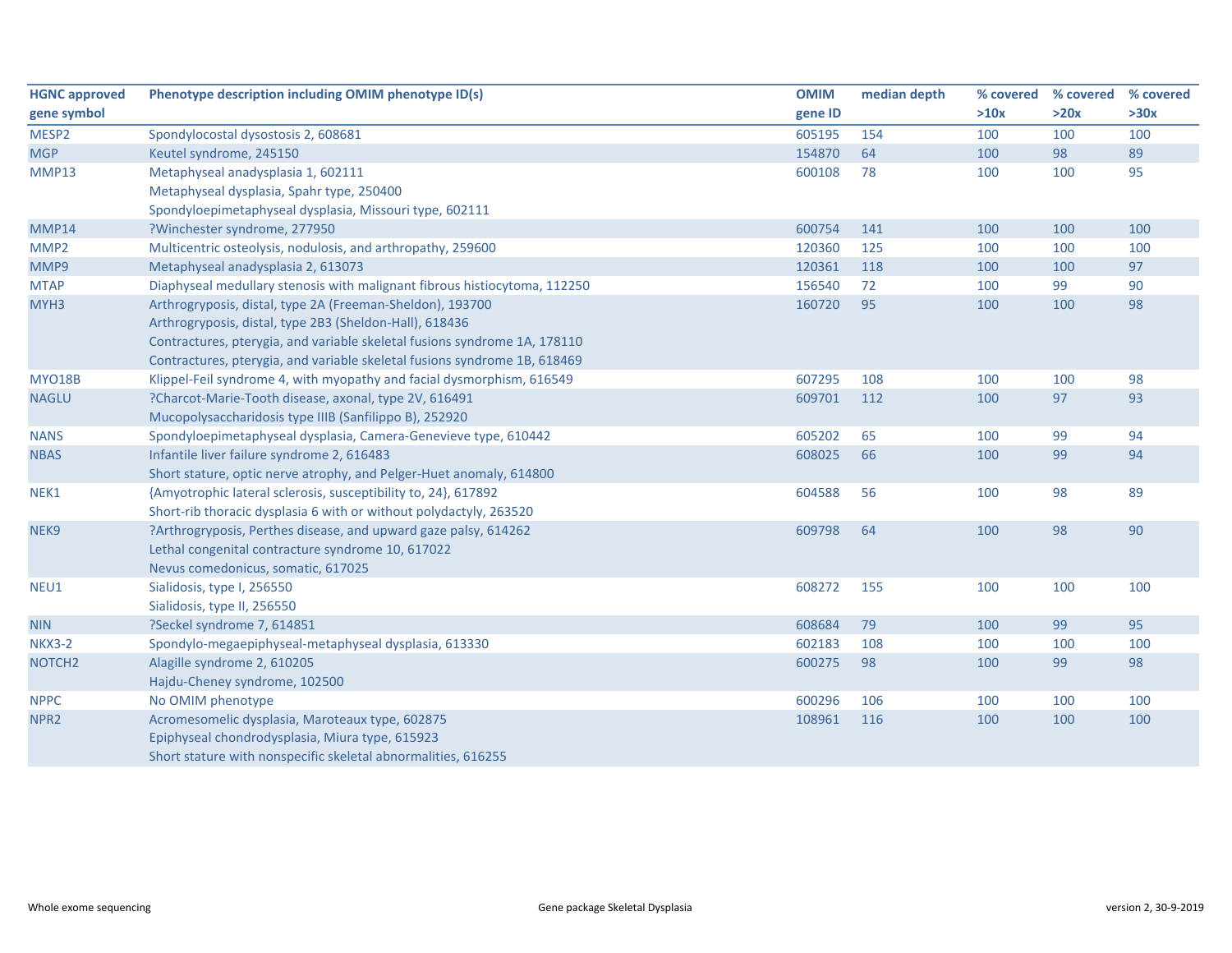| HGNC approved gene symbol | Phenotype description including OMIM phenotype ID(s) | OMIM gene ID | median depth | % covered >10x | % covered >20x | % covered >30x |
|---|---|---|---|---|---|---|
| MESP2 | Spondylocostal dysostosis 2, 608681 | 605195 | 154 | 100 | 100 | 100 |
| MGP | Keutel syndrome, 245150 | 154870 | 64 | 100 | 98 | 89 |
| MMP13 | Metaphyseal anadysplasia 1, 602111<br>Metaphyseal dysplasia, Spahr type, 250400<br>Spondyloepimetaphyseal dysplasia, Missouri type, 602111 | 600108 | 78 | 100 | 100 | 95 |
| MMP14 | ?Winchester syndrome, 277950 | 600754 | 141 | 100 | 100 | 100 |
| MMP2 | Multicentric osteolysis, nodulosis, and arthropathy, 259600 | 120360 | 125 | 100 | 100 | 100 |
| MMP9 | Metaphyseal anadysplasia 2, 613073 | 120361 | 118 | 100 | 100 | 97 |
| MTAP | Diaphyseal medullary stenosis with malignant fibrous histiocytoma, 112250 | 156540 | 72 | 100 | 99 | 90 |
| MYH3 | Arthrogryposis, distal, type 2A (Freeman-Sheldon), 193700<br>Arthrogryposis, distal, type 2B3 (Sheldon-Hall), 618436<br>Contractures, pterygia, and variable skeletal fusions syndrome 1A, 178110<br>Contractures, pterygia, and variable skeletal fusions syndrome 1B, 618469 | 160720 | 95 | 100 | 100 | 98 |
| MYO18B | Klippel-Feil syndrome 4, with myopathy and facial dysmorphism, 616549 | 607295 | 108 | 100 | 100 | 98 |
| NAGLU | ?Charcot-Marie-Tooth disease, axonal, type 2V, 616491<br>Mucopolysaccharidosis type IIIB (Sanfilippo B), 252920 | 609701 | 112 | 100 | 97 | 93 |
| NANS | Spondyloepimetaphyseal dysplasia, Camera-Genevieve type, 610442 | 605202 | 65 | 100 | 99 | 94 |
| NBAS | Infantile liver failure syndrome 2, 616483<br>Short stature, optic nerve atrophy, and Pelger-Huet anomaly, 614800 | 608025 | 66 | 100 | 99 | 94 |
| NEK1 | {Amyotrophic lateral sclerosis, susceptibility to, 24}, 617892<br>Short-rib thoracic dysplasia 6 with or without polydactyly, 263520 | 604588 | 56 | 100 | 98 | 89 |
| NEK9 | ?Arthrogryposis, Perthes disease, and upward gaze palsy, 614262<br>Lethal congenital contracture syndrome 10, 617022<br>Nevus comedonicus, somatic, 617025 | 609798 | 64 | 100 | 98 | 90 |
| NEU1 | Sialidosis, type I, 256550<br>Sialidosis, type II, 256550 | 608272 | 155 | 100 | 100 | 100 |
| NIN | ?Seckel syndrome 7, 614851 | 608684 | 79 | 100 | 99 | 95 |
| NKX3-2 | Spondylo-megaepiphyseal-metaphyseal dysplasia, 613330 | 602183 | 108 | 100 | 100 | 100 |
| NOTCH2 | Alagille syndrome 2, 610205<br>Hajdu-Cheney syndrome, 102500 | 600275 | 98 | 100 | 99 | 98 |
| NPPC | No OMIM phenotype | 600296 | 106 | 100 | 100 | 100 |
| NPR2 | Acromesomelic dysplasia, Maroteaux type, 602875<br>Epiphyseal chondrodysplasia, Miura type, 615923<br>Short stature with nonspecific skeletal abnormalities, 616255 | 108961 | 116 | 100 | 100 | 100 |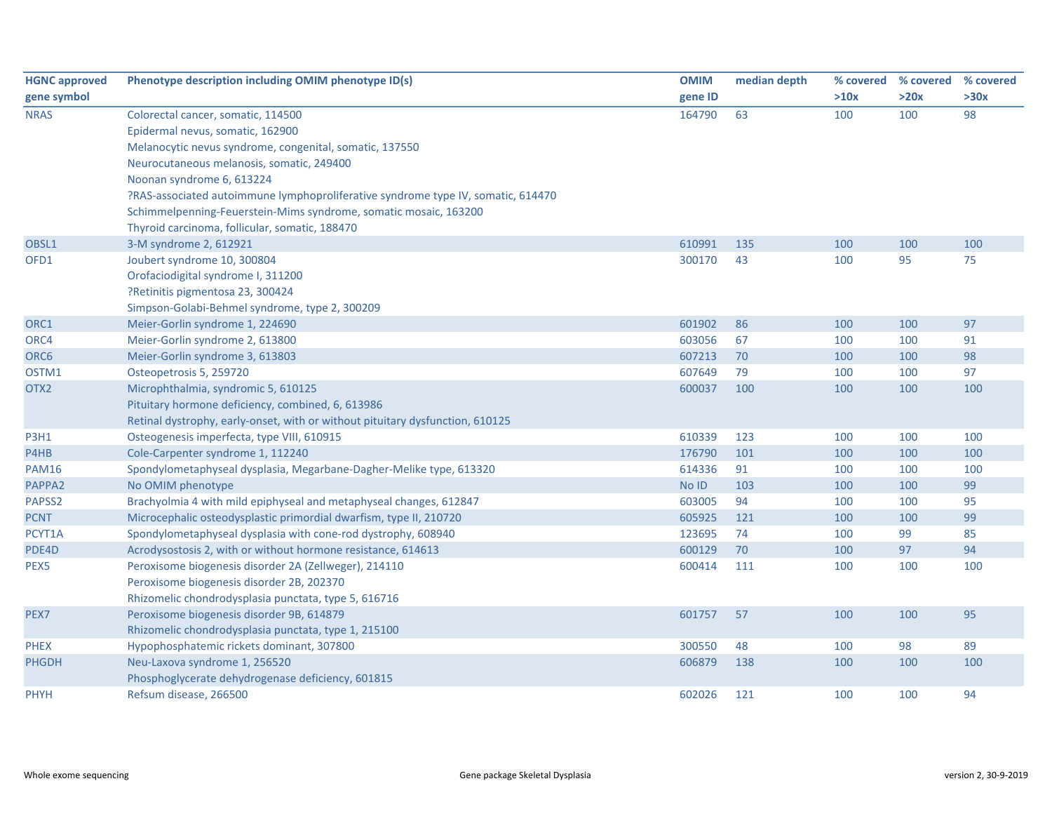| HGNC approved gene symbol | Phenotype description including OMIM phenotype ID(s) | OMIM gene ID | median depth | % covered >10x | % covered >20x | % covered >30x |
|---|---|---|---|---|---|---|
| NRAS | Colorectal cancer, somatic, 114500 | 164790 | 63 | 100 | 100 | 98 |
| | Epidermal nevus, somatic, 162900 | | | | | |
| | Melanocytic nevus syndrome, congenital, somatic, 137550 | | | | | |
| | Neurocutaneous melanosis, somatic, 249400 | | | | | |
| | Noonan syndrome 6, 613224 | | | | | |
| | ?RAS-associated autoimmune lymphoproliferative syndrome type IV, somatic, 614470 | | | | | |
| | Schimmelpenning-Feuerstein-Mims syndrome, somatic mosaic, 163200 | | | | | |
| | Thyroid carcinoma, follicular, somatic, 188470 | | | | | |
| OBSL1 | 3-M syndrome 2, 612921 | 610991 | 135 | 100 | 100 | 100 |
| OFD1 | Joubert syndrome 10, 300804 | 300170 | 43 | 100 | 95 | 75 |
| | Orofaciodigital syndrome I, 311200 | | | | | |
| | ?Retinitis pigmentosa 23, 300424 | | | | | |
| | Simpson-Golabi-Behmel syndrome, type 2, 300209 | | | | | |
| ORC1 | Meier-Gorlin syndrome 1, 224690 | 601902 | 86 | 100 | 100 | 97 |
| ORC4 | Meier-Gorlin syndrome 2, 613800 | 603056 | 67 | 100 | 100 | 91 |
| ORC6 | Meier-Gorlin syndrome 3, 613803 | 607213 | 70 | 100 | 100 | 98 |
| OSTM1 | Osteopetrosis 5, 259720 | 607649 | 79 | 100 | 100 | 97 |
| OTX2 | Microphthalmia, syndromic 5, 610125 | 600037 | 100 | 100 | 100 | 100 |
| | Pituitary hormone deficiency, combined, 6, 613986 | | | | | |
| | Retinal dystrophy, early-onset, with or without pituitary dysfunction, 610125 | | | | | |
| P3H1 | Osteogenesis imperfecta, type VIII, 610915 | 610339 | 123 | 100 | 100 | 100 |
| P4HB | Cole-Carpenter syndrome 1, 112240 | 176790 | 101 | 100 | 100 | 100 |
| PAM16 | Spondylometaphyseal dysplasia, Megarbane-Dagher-Melike type, 613320 | 614336 | 91 | 100 | 100 | 100 |
| PAPPA2 | No OMIM phenotype | No ID | 103 | 100 | 100 | 99 |
| PAPSS2 | Brachyolmia 4 with mild epiphyseal and metaphyseal changes, 612847 | 603005 | 94 | 100 | 100 | 95 |
| PCNT | Microcephalic osteodysplastic primordial dwarfism, type II, 210720 | 605925 | 121 | 100 | 100 | 99 |
| PCYT1A | Spondylometaphyseal dysplasia with cone-rod dystrophy, 608940 | 123695 | 74 | 100 | 99 | 85 |
| PDE4D | Acrodysostosis 2, with or without hormone resistance, 614613 | 600129 | 70 | 100 | 97 | 94 |
| PEX5 | Peroxisome biogenesis disorder 2A (Zellweger), 214110 | 600414 | 111 | 100 | 100 | 100 |
| | Peroxisome biogenesis disorder 2B, 202370 | | | | | |
| | Rhizomelic chondrodysplasia punctata, type 5, 616716 | | | | | |
| PEX7 | Peroxisome biogenesis disorder 9B, 614879 | 601757 | 57 | 100 | 100 | 95 |
| | Rhizomelic chondrodysplasia punctata, type 1, 215100 | | | | | |
| PHEX | Hypophosphatemic rickets dominant, 307800 | 300550 | 48 | 100 | 98 | 89 |
| PHGDH | Neu-Laxova syndrome 1, 256520 | 606879 | 138 | 100 | 100 | 100 |
| | Phosphoglycerate dehydrogenase deficiency, 601815 | | | | | |
| PHYH | Refsum disease, 266500 | 602026 | 121 | 100 | 100 | 94 |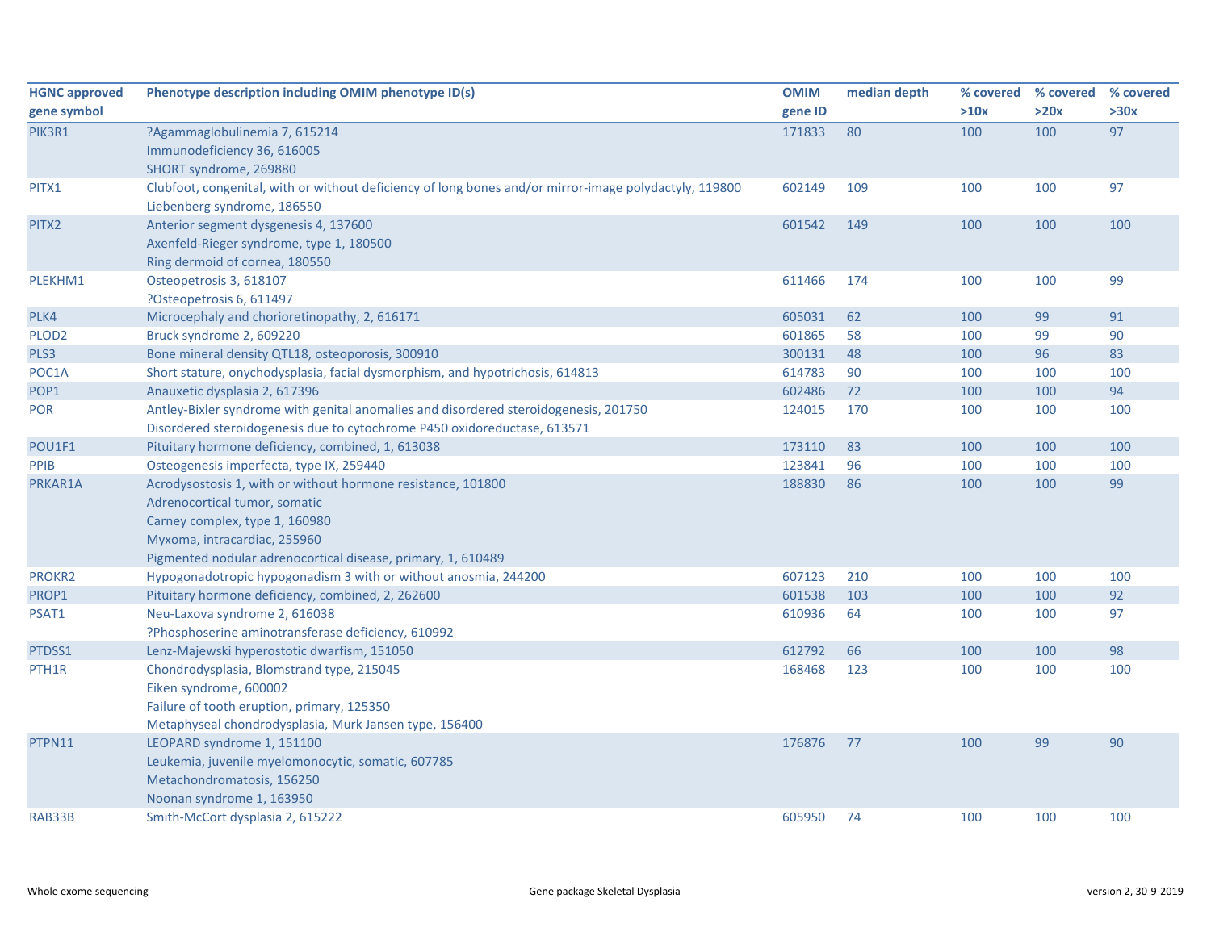| HGNC approved gene symbol | Phenotype description including OMIM phenotype ID(s) | OMIM gene ID | median depth | % covered >10x | % covered >20x | % covered >30x |
|---|---|---|---|---|---|---|
| PIK3R1 | ?Agammaglobulinemia 7, 615214<br>Immunodeficiency 36, 616005<br>SHORT syndrome, 269880 | 171833 | 80 | 100 | 100 | 97 |
| PITX1 | Clubfoot, congenital, with or without deficiency of long bones and/or mirror-image polydactyly, 119800<br>Liebenberg syndrome, 186550 | 602149 | 109 | 100 | 100 | 97 |
| PITX2 | Anterior segment dysgenesis 4, 137600<br>Axenfeld-Rieger syndrome, type 1, 180500<br>Ring dermoid of cornea, 180550 | 601542 | 149 | 100 | 100 | 100 |
| PLEKHM1 | Osteopetrosis 3, 618107<br>?Osteopetrosis 6, 611497 | 611466 | 174 | 100 | 100 | 99 |
| PLK4 | Microcephaly and chorioretinopathy, 2, 616171 | 605031 | 62 | 100 | 99 | 91 |
| PLOD2 | Bruck syndrome 2, 609220 | 601865 | 58 | 100 | 99 | 90 |
| PLS3 | Bone mineral density QTL18, osteoporosis, 300910 | 300131 | 48 | 100 | 96 | 83 |
| POC1A | Short stature, onychodysplasia, facial dysmorphism, and hypotrichosis, 614813 | 614783 | 90 | 100 | 100 | 100 |
| POP1 | Anauxetic dysplasia 2, 617396 | 602486 | 72 | 100 | 100 | 94 |
| POR | Antley-Bixler syndrome with genital anomalies and disordered steroidogenesis, 201750<br>Disordered steroidogenesis due to cytochrome P450 oxidoreductase, 613571 | 124015 | 170 | 100 | 100 | 100 |
| POU1F1 | Pituitary hormone deficiency, combined, 1, 613038 | 173110 | 83 | 100 | 100 | 100 |
| PPIB | Osteogenesis imperfecta, type IX, 259440 | 123841 | 96 | 100 | 100 | 100 |
| PRKAR1A | Acrodysostosis 1, with or without hormone resistance, 101800<br>Adrenocortical tumor, somatic<br>Carney complex, type 1, 160980<br>Myxoma, intracardiac, 255960<br>Pigmented nodular adrenocortical disease, primary, 1, 610489 | 188830 | 86 | 100 | 100 | 99 |
| PROKR2 | Hypogonadotropic hypogonadism 3 with or without anosmia, 244200 | 607123 | 210 | 100 | 100 | 100 |
| PROP1 | Pituitary hormone deficiency, combined, 2, 262600 | 601538 | 103 | 100 | 100 | 92 |
| PSAT1 | Neu-Laxova syndrome 2, 616038<br>?Phosphoserine aminotransferase deficiency, 610992 | 610936 | 64 | 100 | 100 | 97 |
| PTDSS1 | Lenz-Majewski hyperostotic dwarfism, 151050 | 612792 | 66 | 100 | 100 | 98 |
| PTH1R | Chondrodysplasia, Blomstrand type, 215045<br>Eiken syndrome, 600002<br>Failure of tooth eruption, primary, 125350<br>Metaphyseal chondrodysplasia, Murk Jansen type, 156400 | 168468 | 123 | 100 | 100 | 100 |
| PTPN11 | LEOPARD syndrome 1, 151100<br>Leukemia, juvenile myelomonocytic, somatic, 607785<br>Metachondromatosis, 156250<br>Noonan syndrome 1, 163950 | 176876 | 77 | 100 | 99 | 90 |
| RAB33B | Smith-McCort dysplasia 2, 615222 | 605950 | 74 | 100 | 100 | 100 |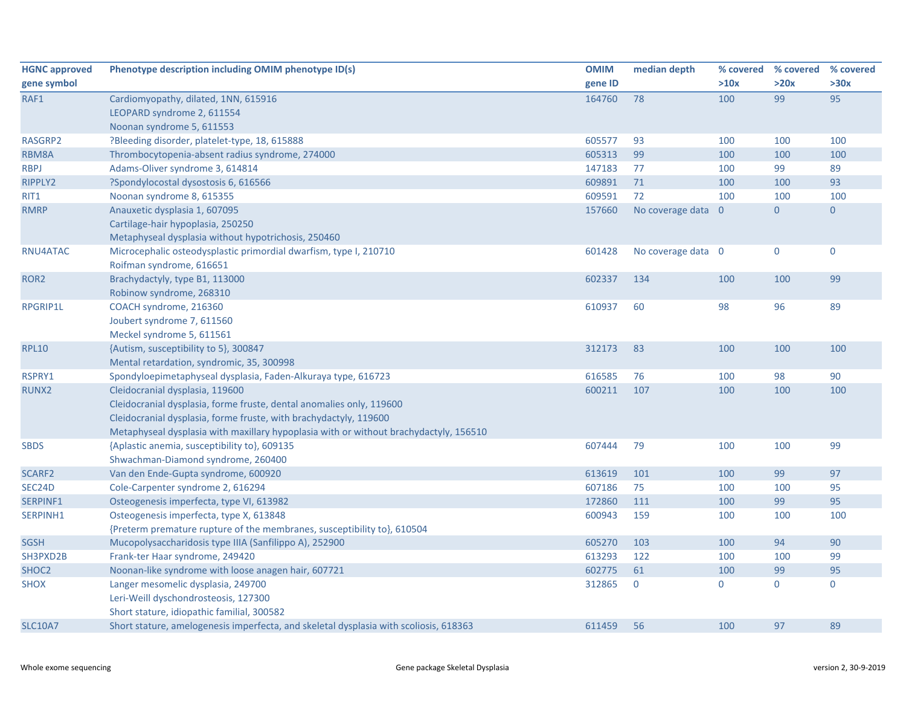| HGNC approved gene symbol | Phenotype description including OMIM phenotype ID(s) | OMIM gene ID | median depth | % covered >10x | % covered >20x | % covered >30x |
|---|---|---|---|---|---|---|
| RAF1 | Cardiomyopathy, dilated, 1NN, 615916<br>LEOPARD syndrome 2, 611554<br>Noonan syndrome 5, 611553 | 164760 | 78 | 100 | 99 | 95 |
| RASGRP2 | ?Bleeding disorder, platelet-type, 18, 615888 | 605577 | 93 | 100 | 100 | 100 |
| RBM8A | Thrombocytopenia-absent radius syndrome, 274000 | 605313 | 99 | 100 | 100 | 100 |
| RBPJ | Adams-Oliver syndrome 3, 614814 | 147183 | 77 | 100 | 99 | 89 |
| RIPPLY2 | ?Spondylocostal dysostosis 6, 616566 | 609891 | 71 | 100 | 100 | 93 |
| RIT1 | Noonan syndrome 8, 615355 | 609591 | 72 | 100 | 100 | 100 |
| RMRP | Anauxetic dysplasia 1, 607095<br>Cartilage-hair hypoplasia, 250250<br>Metaphyseal dysplasia without hypotrichosis, 250460 | 157660 | No coverage data | 0 | 0 | 0 |
| RNU4ATAC | Microcephalic osteodysplastic primordial dwarfism, type I, 210710<br>Roifman syndrome, 616651 | 601428 | No coverage data | 0 | 0 | 0 |
| ROR2 | Brachydactyly, type B1, 113000<br>Robinow syndrome, 268310 | 602337 | 134 | 100 | 100 | 99 |
| RPGRIP1L | COACH syndrome, 216360<br>Joubert syndrome 7, 611560<br>Meckel syndrome 5, 611561 | 610937 | 60 | 98 | 96 | 89 |
| RPL10 | {Autism, susceptibility to 5}, 300847<br>Mental retardation, syndromic, 35, 300998 | 312173 | 83 | 100 | 100 | 100 |
| RSPRY1 | Spondyloepimetaphyseal dysplasia, Faden-Alkuraya type, 616723 | 616585 | 76 | 100 | 98 | 90 |
| RUNX2 | Cleidocranial dysplasia, 119600<br>Cleidocranial dysplasia, forme fruste, dental anomalies only, 119600<br>Cleidocranial dysplasia, forme fruste, with brachydactyly, 119600<br>Metaphyseal dysplasia with maxillary hypoplasia with or without brachydactyly, 156510 | 600211 | 107 | 100 | 100 | 100 |
| SBDS | {Aplastic anemia, susceptibility to}, 609135<br>Shwachman-Diamond syndrome, 260400 | 607444 | 79 | 100 | 100 | 99 |
| SCARF2 | Van den Ende-Gupta syndrome, 600920 | 613619 | 101 | 100 | 99 | 97 |
| SEC24D | Cole-Carpenter syndrome 2, 616294 | 607186 | 75 | 100 | 100 | 95 |
| SERPINF1 | Osteogenesis imperfecta, type VI, 613982 | 172860 | 111 | 100 | 99 | 95 |
| SERPINH1 | Osteogenesis imperfecta, type X, 613848<br>{Preterm premature rupture of the membranes, susceptibility to}, 610504 | 600943 | 159 | 100 | 100 | 100 |
| SGSH | Mucopolysaccharidosis type IIIA (Sanfilippo A), 252900 | 605270 | 103 | 100 | 94 | 90 |
| SH3PXD2B | Frank-ter Haar syndrome, 249420 | 613293 | 122 | 100 | 100 | 99 |
| SHOC2 | Noonan-like syndrome with loose anagen hair, 607721 | 602775 | 61 | 100 | 99 | 95 |
| SHOX | Langer mesomelic dysplasia, 249700<br>Leri-Weill dyschondrosteosis, 127300<br>Short stature, idiopathic familial, 300582 | 312865 | 0 | 0 | 0 | 0 |
| SLC10A7 | Short stature, amelogenesis imperfecta, and skeletal dysplasia with scoliosis, 618363 | 611459 | 56 | 100 | 97 | 89 |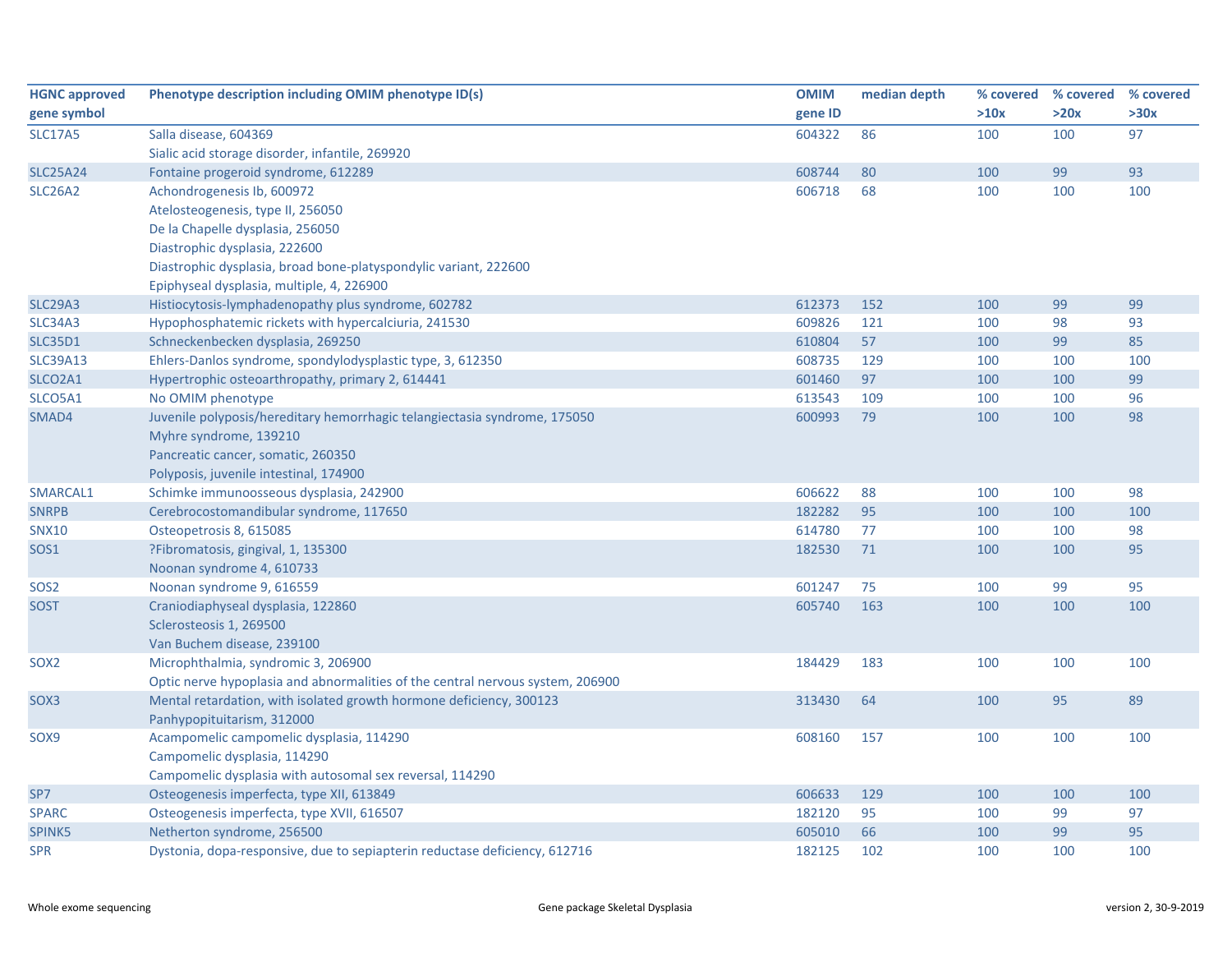| HGNC approved gene symbol | Phenotype description including OMIM phenotype ID(s) | OMIM gene ID | median depth | % covered >10x | % covered >20x | % covered >30x |
|---|---|---|---|---|---|---|
| SLC17A5 | Salla disease, 604369<br>Sialic acid storage disorder, infantile, 269920 | 604322 | 86 | 100 | 100 | 97 |
| SLC25A24 | Fontaine progeroid syndrome, 612289 | 608744 | 80 | 100 | 99 | 93 |
| SLC26A2 | Achondrogenesis Ib, 600972<br>Atelosteogenesis, type II, 256050<br>De la Chapelle dysplasia, 256050<br>Diastrophic dysplasia, 222600<br>Diastrophic dysplasia, broad bone-platyspondylic variant, 222600<br>Epiphyseal dysplasia, multiple, 4, 226900 | 606718 | 68 | 100 | 100 | 100 |
| SLC29A3 | Histiocytosis-lymphadenopathy plus syndrome, 602782 | 612373 | 152 | 100 | 99 | 99 |
| SLC34A3 | Hypophosphatemic rickets with hypercalciuria, 241530 | 609826 | 121 | 100 | 98 | 93 |
| SLC35D1 | Schneckenbecken dysplasia, 269250 | 610804 | 57 | 100 | 99 | 85 |
| SLC39A13 | Ehlers-Danlos syndrome, spondylodysplastic type, 3, 612350 | 608735 | 129 | 100 | 100 | 100 |
| SLCO2A1 | Hypertrophic osteoarthropathy, primary 2, 614441 | 601460 | 97 | 100 | 100 | 99 |
| SLCO5A1 | No OMIM phenotype | 613543 | 109 | 100 | 100 | 96 |
| SMAD4 | Juvenile polyposis/hereditary hemorrhagic telangiectasia syndrome, 175050<br>Myhre syndrome, 139210<br>Pancreatic cancer, somatic, 260350<br>Polyposis, juvenile intestinal, 174900 | 600993 | 79 | 100 | 100 | 98 |
| SMARCAL1 | Schimke immunoosseous dysplasia, 242900 | 606622 | 88 | 100 | 100 | 98 |
| SNRPB | Cerebrocostomandibular syndrome, 117650 | 182282 | 95 | 100 | 100 | 100 |
| SNX10 | Osteopetrosis 8, 615085 | 614780 | 77 | 100 | 100 | 98 |
| SOS1 | ?Fibromatosis, gingival, 1, 135300<br>Noonan syndrome 4, 610733 | 182530 | 71 | 100 | 100 | 95 |
| SOS2 | Noonan syndrome 9, 616559 | 601247 | 75 | 100 | 99 | 95 |
| SOST | Craniodiaphyseal dysplasia, 122860<br>Sclerosteosis 1, 269500<br>Van Buchem disease, 239100 | 605740 | 163 | 100 | 100 | 100 |
| SOX2 | Microphthalmia, syndromic 3, 206900<br>Optic nerve hypoplasia and abnormalities of the central nervous system, 206900 | 184429 | 183 | 100 | 100 | 100 |
| SOX3 | Mental retardation, with isolated growth hormone deficiency, 300123<br>Panhypopituitarism, 312000 | 313430 | 64 | 100 | 95 | 89 |
| SOX9 | Acampomelic campomelic dysplasia, 114290<br>Campomelic dysplasia, 114290<br>Campomelic dysplasia with autosomal sex reversal, 114290 | 608160 | 157 | 100 | 100 | 100 |
| SP7 | Osteogenesis imperfecta, type XII, 613849 | 606633 | 129 | 100 | 100 | 100 |
| SPARC | Osteogenesis imperfecta, type XVII, 616507 | 182120 | 95 | 100 | 99 | 97 |
| SPINK5 | Netherton syndrome, 256500 | 605010 | 66 | 100 | 99 | 95 |
| SPR | Dystonia, dopa-responsive, due to sepiapterin reductase deficiency, 612716 | 182125 | 102 | 100 | 100 | 100 |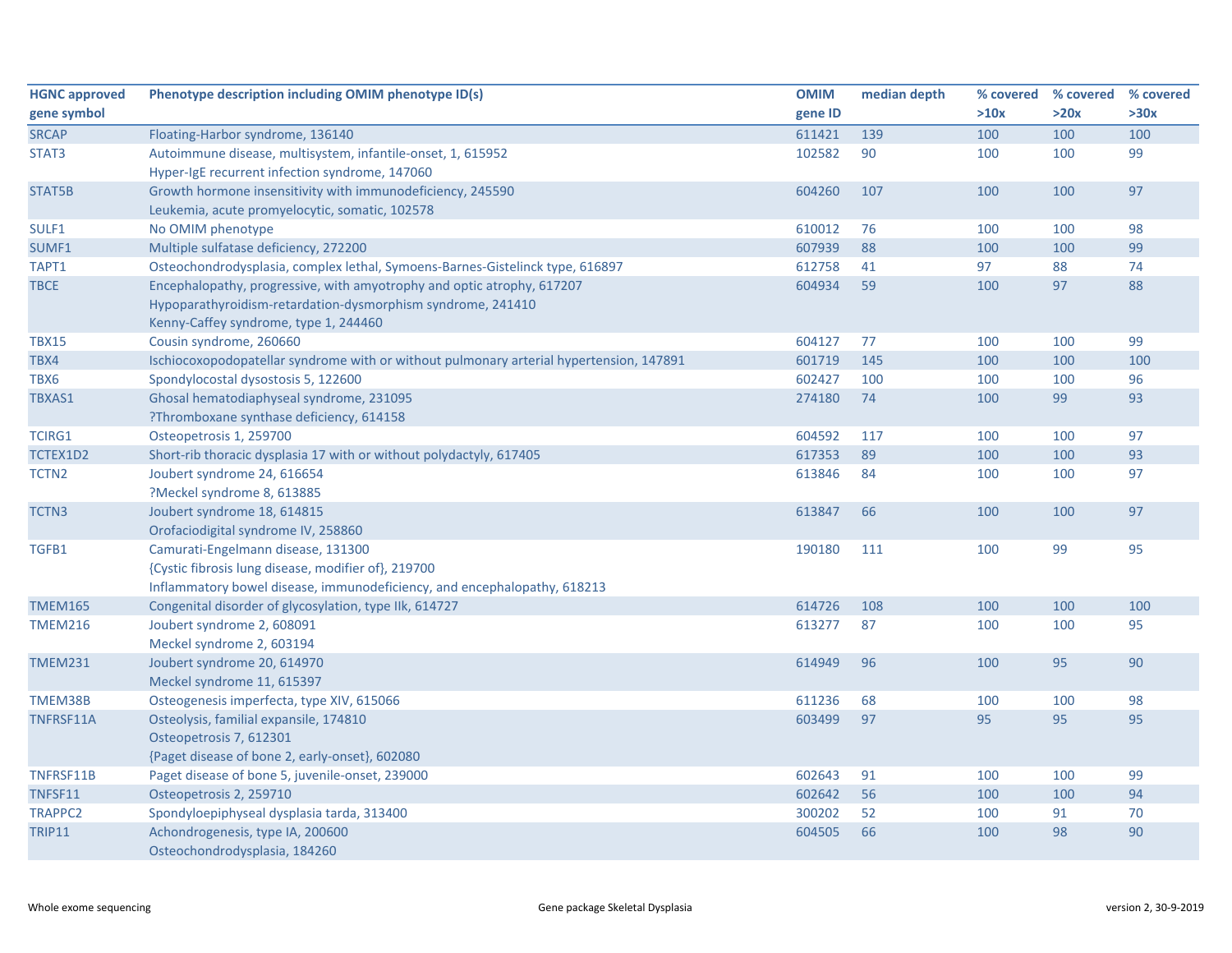| HGNC approved gene symbol | Phenotype description including OMIM phenotype ID(s) | OMIM gene ID | median depth | % covered >10x | % covered >20x | % covered >30x |
|---|---|---|---|---|---|---|
| SRCAP | Floating-Harbor syndrome, 136140 | 611421 | 139 | 100 | 100 | 100 |
| STAT3 | Autoimmune disease, multisystem, infantile-onset, 1, 615952<br>Hyper-IgE recurrent infection syndrome, 147060 | 102582 | 90 | 100 | 100 | 99 |
| STAT5B | Growth hormone insensitivity with immunodeficiency, 245590<br>Leukemia, acute promyelocytic, somatic, 102578 | 604260 | 107 | 100 | 100 | 97 |
| SULF1 | No OMIM phenotype | 610012 | 76 | 100 | 100 | 98 |
| SUMF1 | Multiple sulfatase deficiency, 272200 | 607939 | 88 | 100 | 100 | 99 |
| TAPT1 | Osteochondrodysplasia, complex lethal, Symoens-Barnes-Gistelinck type, 616897 | 612758 | 41 | 97 | 88 | 74 |
| TBCE | Encephalopathy, progressive, with amyotrophy and optic atrophy, 617207<br>Hypoparathyroidism-retardation-dysmorphism syndrome, 241410<br>Kenny-Caffey syndrome, type 1, 244460 | 604934 | 59 | 100 | 97 | 88 |
| TBX15 | Cousin syndrome, 260660 | 604127 | 77 | 100 | 100 | 99 |
| TBX4 | Ischiocoxopodopatellar syndrome with or without pulmonary arterial hypertension, 147891 | 601719 | 145 | 100 | 100 | 100 |
| TBX6 | Spondylocostal dysostosis 5, 122600 | 602427 | 100 | 100 | 100 | 96 |
| TBXAS1 | Ghosal hematodiaphyseal syndrome, 231095<br>?Thromboxane synthase deficiency, 614158 | 274180 | 74 | 100 | 99 | 93 |
| TCIRG1 | Osteopetrosis 1, 259700 | 604592 | 117 | 100 | 100 | 97 |
| TCTEX1D2 | Short-rib thoracic dysplasia 17 with or without polydactyly, 617405 | 617353 | 89 | 100 | 100 | 93 |
| TCTN2 | Joubert syndrome 24, 616654<br>?Meckel syndrome 8, 613885 | 613846 | 84 | 100 | 100 | 97 |
| TCTN3 | Joubert syndrome 18, 614815<br>Orofaciodigital syndrome IV, 258860 | 613847 | 66 | 100 | 100 | 97 |
| TGFB1 | Camurati-Engelmann disease, 131300<br>{Cystic fibrosis lung disease, modifier of}, 219700<br>Inflammatory bowel disease, immunodeficiency, and encephalopathy, 618213 | 190180 | 111 | 100 | 99 | 95 |
| TMEM165 | Congenital disorder of glycosylation, type IIk, 614727 | 614726 | 108 | 100 | 100 | 100 |
| TMEM216 | Joubert syndrome 2, 608091<br>Meckel syndrome 2, 603194 | 613277 | 87 | 100 | 100 | 95 |
| TMEM231 | Joubert syndrome 20, 614970<br>Meckel syndrome 11, 615397 | 614949 | 96 | 100 | 95 | 90 |
| TMEM38B | Osteogenesis imperfecta, type XIV, 615066 | 611236 | 68 | 100 | 100 | 98 |
| TNFRSF11A | Osteolysis, familial expansile, 174810<br>Osteopetrosis 7, 612301<br>{Paget disease of bone 2, early-onset}, 602080 | 603499 | 97 | 95 | 95 | 95 |
| TNFRSF11B | Paget disease of bone 5, juvenile-onset, 239000 | 602643 | 91 | 100 | 100 | 99 |
| TNFSF11 | Osteopetrosis 2, 259710 | 602642 | 56 | 100 | 100 | 94 |
| TRAPPC2 | Spondyloepiphyseal dysplasia tarda, 313400 | 300202 | 52 | 100 | 91 | 70 |
| TRIP11 | Achondrogenesis, type IA, 200600<br>Osteochondrodysplasia, 184260 | 604505 | 66 | 100 | 98 | 90 |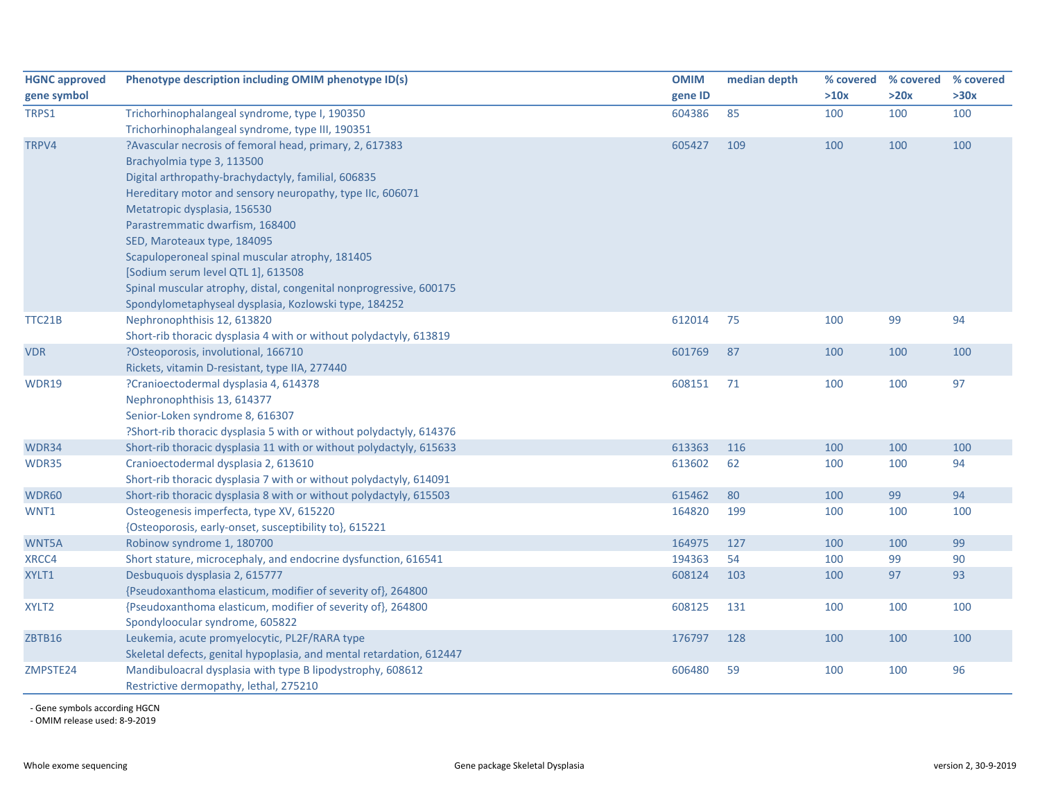| HGNC approved gene symbol | Phenotype description including OMIM phenotype ID(s) | OMIM gene ID | median depth | % covered >10x | % covered >20x | % covered >30x |
|---|---|---|---|---|---|---|
| TRPS1 | Trichorhinophalangeal syndrome, type I, 190350<br>Trichorhinophalangeal syndrome, type III, 190351 | 604386 | 85 | 100 | 100 | 100 |
| TRPV4 | ?Avascular necrosis of femoral head, primary, 2, 617383<br>Brachyolmia type 3, 113500<br>Digital arthropathy-brachydactyly, familial, 606835<br>Hereditary motor and sensory neuropathy, type IIc, 606071<br>Metatropic dysplasia, 156530<br>Parastremmatic dwarfism, 168400<br>SED, Maroteaux type, 184095<br>Scapuloperoneal spinal muscular atrophy, 181405<br>[Sodium serum level QTL 1], 613508<br>Spinal muscular atrophy, distal, congenital nonprogressive, 600175<br>Spondylometaphyseal dysplasia, Kozlowski type, 184252 | 605427 | 109 | 100 | 100 | 100 |
| TTC21B | Nephronophthisis 12, 613820<br>Short-rib thoracic dysplasia 4 with or without polydactyly, 613819 | 612014 | 75 | 100 | 99 | 94 |
| VDR | ?Osteoporosis, involutional, 166710<br>Rickets, vitamin D-resistant, type IIA, 277440 | 601769 | 87 | 100 | 100 | 100 |
| WDR19 | ?Cranioectodermal dysplasia 4, 614378<br>Nephronophthisis 13, 614377<br>Senior-Loken syndrome 8, 616307<br>?Short-rib thoracic dysplasia 5 with or without polydactyly, 614376 | 608151 | 71 | 100 | 100 | 97 |
| WDR34 | Short-rib thoracic dysplasia 11 with or without polydactyly, 615633 | 613363 | 116 | 100 | 100 | 100 |
| WDR35 | Cranioectodermal dysplasia 2, 613610<br>Short-rib thoracic dysplasia 7 with or without polydactyly, 614091 | 613602 | 62 | 100 | 100 | 94 |
| WDR60 | Short-rib thoracic dysplasia 8 with or without polydactyly, 615503 | 615462 | 80 | 100 | 99 | 94 |
| WNT1 | Osteogenesis imperfecta, type XV, 615220<br>{Osteoporosis, early-onset, susceptibility to}, 615221 | 164820 | 199 | 100 | 100 | 100 |
| WNT5A | Robinow syndrome 1, 180700 | 164975 | 127 | 100 | 100 | 99 |
| XRCC4 | Short stature, microcephaly, and endocrine dysfunction, 616541 | 194363 | 54 | 100 | 99 | 90 |
| XYLT1 | Desbuquois dysplasia 2, 615777<br>{Pseudoxanthoma elasticum, modifier of severity of}, 264800 | 608124 | 103 | 100 | 97 | 93 |
| XYLT2 | {Pseudoxanthoma elasticum, modifier of severity of}, 264800<br>Spondyloocular syndrome, 605822 | 608125 | 131 | 100 | 100 | 100 |
| ZBTB16 | Leukemia, acute promyelocytic, PL2F/RARA type<br>Skeletal defects, genital hypoplasia, and mental retardation, 612447 | 176797 | 128 | 100 | 100 | 100 |
| ZMPSTE24 | Mandibuloacral dysplasia with type B lipodystrophy, 608612<br>Restrictive dermopathy, lethal, 275210 | 606480 | 59 | 100 | 100 | 96 |

- Gene symbols according HGCN
- OMIM release used: 8-9-2019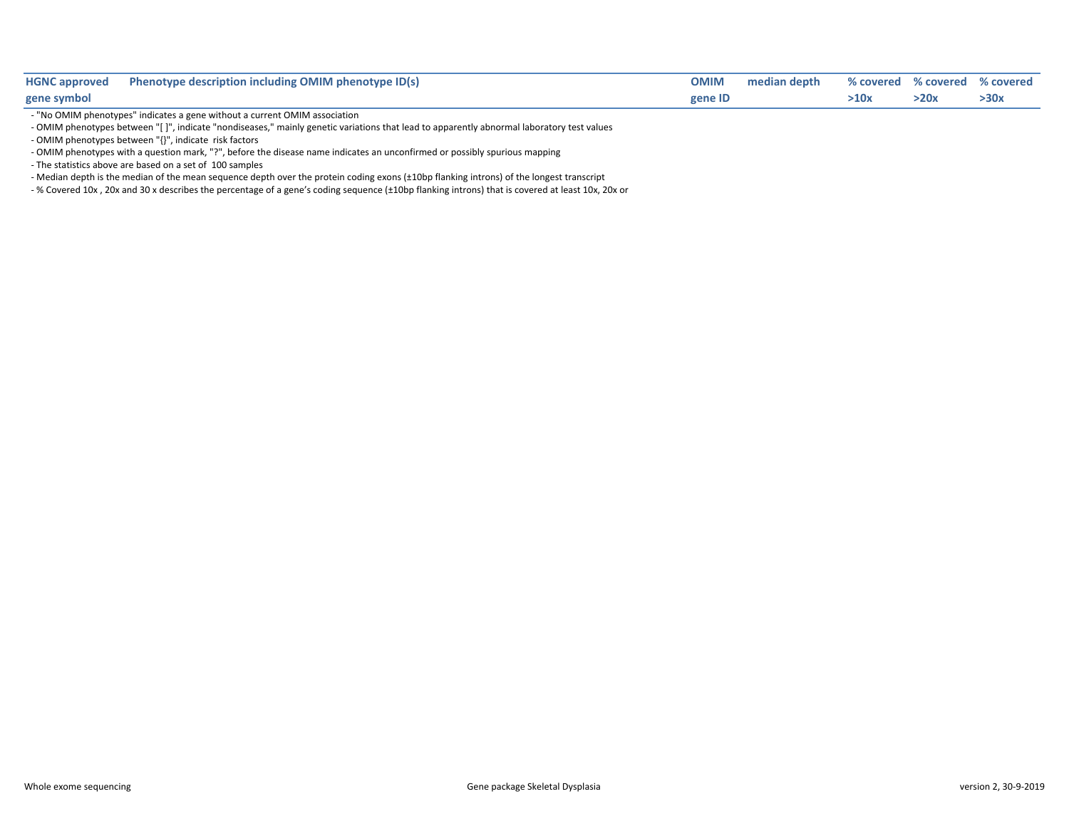| HGNC approved gene symbol | Phenotype description including OMIM phenotype ID(s) | OMIM gene ID | median depth | % covered >10x | % covered >20x | % covered >30x |
| --- | --- | --- | --- | --- | --- | --- |

- "No OMIM phenotypes" indicates a gene without a current OMIM association
- OMIM phenotypes between "[ ]", indicate "nondiseases," mainly genetic variations that lead to apparently abnormal laboratory test values
- OMIM phenotypes between "{}", indicate risk factors
- OMIM phenotypes with a question mark, "?", before the disease name indicates an unconfirmed or possibly spurious mapping
- The statistics above are based on a set of 100 samples
- Median depth is the median of the mean sequence depth over the protein coding exons (±10bp flanking introns) of the longest transcript
- % Covered 10x , 20x and 30 x describes the percentage of a gene's coding sequence (±10bp flanking introns) that is covered at least 10x, 20x or